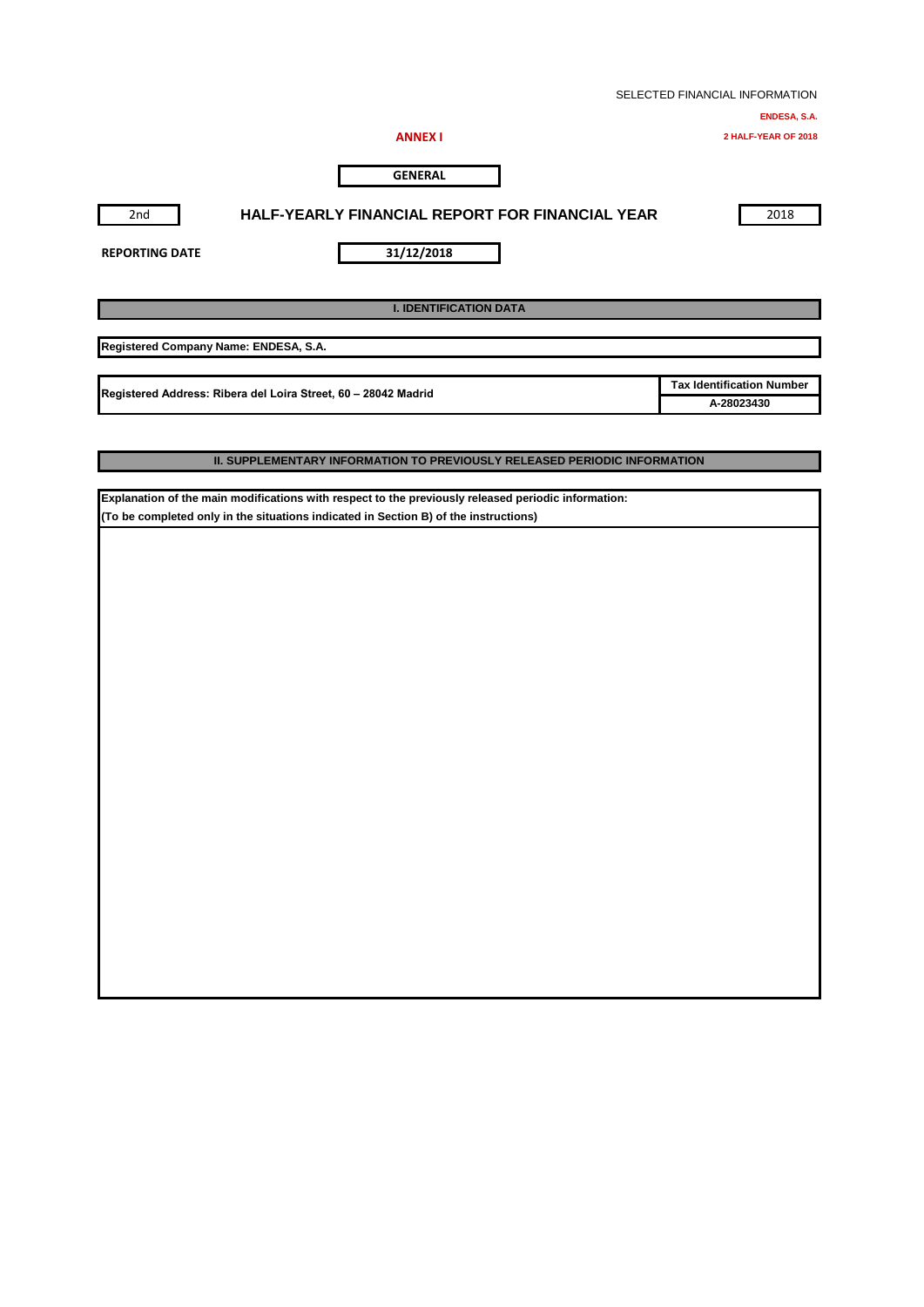SELECTED FINANCIAL INFORMATION

**ENDESA, S.A.**

**2 HALF-YEAR OF 2018**

**ANNEX I**

**GENERAL**

| 2nd | **HALF-YEARLY FINANCIAL REPORT FOR FINANCIAL YEAR** | 2018 |
|---|---|---|

**REPORTING DATE** | **31/12/2018**

## I. IDENTIFICATION DATA

**Registered Company Name: ENDESA, S.A.**

| **Registered Address: Ribera del Loira Street, 60 – 28042 Madrid** | **Tax Identification Number** |
|---|---|
| | **A-28023430** |

## II. SUPPLEMENTARY INFORMATION TO PREVIOUSLY RELEASED PERIODIC INFORMATION

**Explanation of the main modifications with respect to the previously released periodic information:**
**(To be completed only in the situations indicated in Section B) of the instructions)**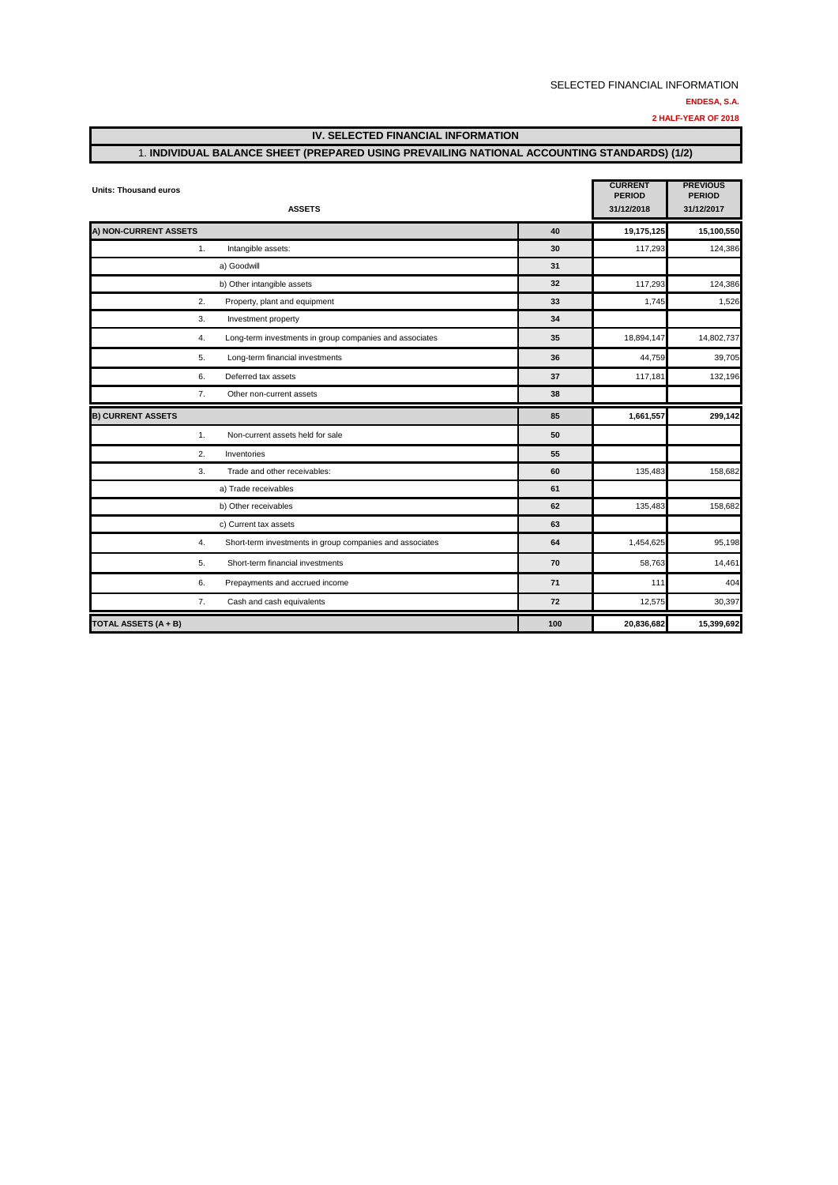SELECTED FINANCIAL INFORMATION

**ENDESA, S.A.**

**2 HALF-YEAR OF 2018**

## IV. SELECTED FINANCIAL INFORMATION

### 1. INDIVIDUAL BALANCE SHEET (PREPARED USING PREVAILING NATIONAL ACCOUNTING STANDARDS) (1/2)

**Units: Thousand euros**

| ASSETS | | CURRENT PERIOD 31/12/2018 | PREVIOUS PERIOD 31/12/2017 |
|---|---|---|---|
| **A) NON-CURRENT ASSETS** | **40** | **19,175,125** | **15,100,550** |
| 1. Intangible assets: | 30 | 117,293 | 124,386 |
| a) Goodwill | 31 | | |
| b) Other intangible assets | 32 | 117,293 | 124,386 |
| 2. Property, plant and equipment | 33 | 1,745 | 1,526 |
| 3. Investment property | 34 | | |
| 4. Long-term investments in group companies and associates | 35 | 18,894,147 | 14,802,737 |
| 5. Long-term financial investments | 36 | 44,759 | 39,705 |
| 6. Deferred tax assets | 37 | 117,181 | 132,196 |
| 7. Other non-current assets | 38 | | |
| **B) CURRENT ASSETS** | **85** | **1,661,557** | **299,142** |
| 1. Non-current assets held for sale | 50 | | |
| 2. Inventories | 55 | | |
| 3. Trade and other receivables: | 60 | 135,483 | 158,682 |
| a) Trade receivables | 61 | | |
| b) Other receivables | 62 | 135,483 | 158,682 |
| c) Current tax assets | 63 | | |
| 4. Short-term investments in group companies and associates | 64 | 1,454,625 | 95,198 |
| 5. Short-term financial investments | 70 | 58,763 | 14,461 |
| 6. Prepayments and accrued income | 71 | 111 | 404 |
| 7. Cash and cash equivalents | 72 | 12,575 | 30,397 |
| **TOTAL ASSETS (A + B)** | **100** | **20,836,682** | **15,399,692** |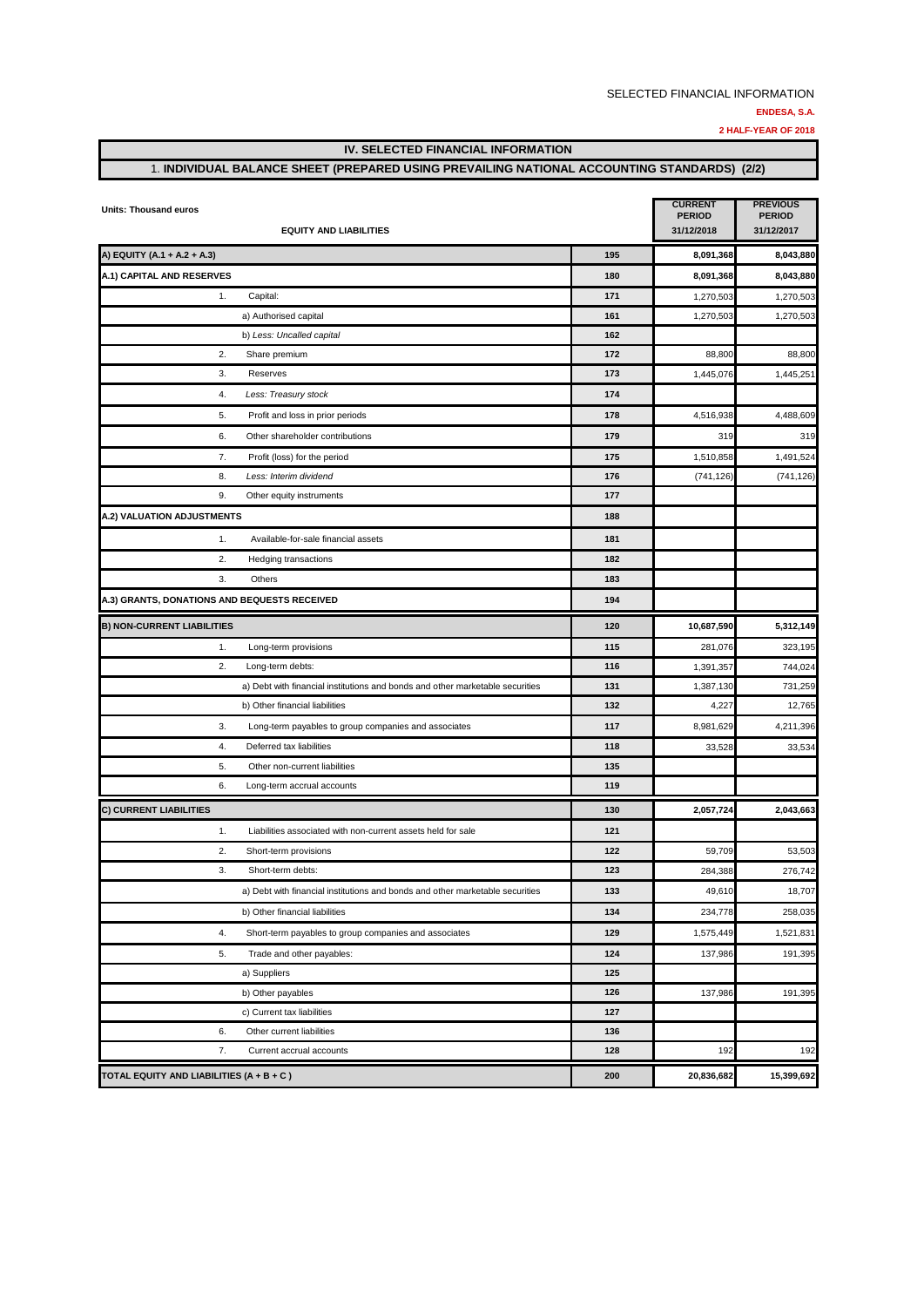SELECTED FINANCIAL INFORMATION

**ENDESA, S.A.**

**2 HALF-YEAR OF 2018**

## IV. SELECTED FINANCIAL INFORMATION

### 1. INDIVIDUAL BALANCE SHEET (PREPARED USING PREVAILING NATIONAL ACCOUNTING STANDARDS) (2/2)

Units: Thousand euros

| EQUITY AND LIABILITIES | | CURRENT PERIOD 31/12/2018 | PREVIOUS PERIOD 31/12/2017 |
|---|---|---|---|
| **A) EQUITY (A.1 + A.2 + A.3)** | 195 | **8,091,368** | **8,043,880** |
| **A.1) CAPITAL AND RESERVES** | 180 | **8,091,368** | **8,043,880** |
| 1. Capital: | 171 | 1,270,503 | 1,270,503 |
| a) Authorised capital | 161 | 1,270,503 | 1,270,503 |
| b) *Less: Uncalled capital* | 162 | | |
| 2. Share premium | 172 | 88,800 | 88,800 |
| 3. Reserves | 173 | 1,445,076 | 1,445,251 |
| 4. *Less: Treasury stock* | 174 | | |
| 5. Profit and loss in prior periods | 178 | 4,516,938 | 4,488,609 |
| 6. Other shareholder contributions | 179 | 319 | 319 |
| 7. Profit (loss) for the period | 175 | 1,510,858 | 1,491,524 |
| 8. *Less: Interim dividend* | 176 | (741,126) | (741,126) |
| 9. Other equity instruments | 177 | | |
| **A.2) VALUATION ADJUSTMENTS** | 188 | | |
| 1. Available-for-sale financial assets | 181 | | |
| 2. Hedging transactions | 182 | | |
| 3. Others | 183 | | |
| **A.3) GRANTS, DONATIONS AND BEQUESTS RECEIVED** | 194 | | |
| **B) NON-CURRENT LIABILITIES** | 120 | **10,687,590** | **5,312,149** |
| 1. Long-term provisions | 115 | 281,076 | 323,195 |
| 2. Long-term debts: | 116 | 1,391,357 | 744,024 |
| a) Debt with financial institutions and bonds and other marketable securities | 131 | 1,387,130 | 731,259 |
| b) Other financial liabilities | 132 | 4,227 | 12,765 |
| 3. Long-term payables to group companies and associates | 117 | 8,981,629 | 4,211,396 |
| 4. Deferred tax liabilities | 118 | 33,528 | 33,534 |
| 5. Other non-current liabilities | 135 | | |
| 6. Long-term accrual accounts | 119 | | |
| **C) CURRENT LIABILITIES** | 130 | **2,057,724** | **2,043,663** |
| 1. Liabilities associated with non-current assets held for sale | 121 | | |
| 2. Short-term provisions | 122 | 59,709 | 53,503 |
| 3. Short-term debts: | 123 | 284,388 | 276,742 |
| a) Debt with financial institutions and bonds and other marketable securities | 133 | 49,610 | 18,707 |
| b) Other financial liabilities | 134 | 234,778 | 258,035 |
| 4. Short-term payables to group companies and associates | 129 | 1,575,449 | 1,521,831 |
| 5. Trade and other payables: | 124 | 137,986 | 191,395 |
| a) Suppliers | 125 | | |
| b) Other payables | 126 | 137,986 | 191,395 |
| c) Current tax liabilities | 127 | | |
| 6. Other current liabilities | 136 | | |
| 7. Current accrual accounts | 128 | 192 | 192 |
| **TOTAL EQUITY AND LIABILITIES (A + B + C )** | 200 | **20,836,682** | **15,399,692** |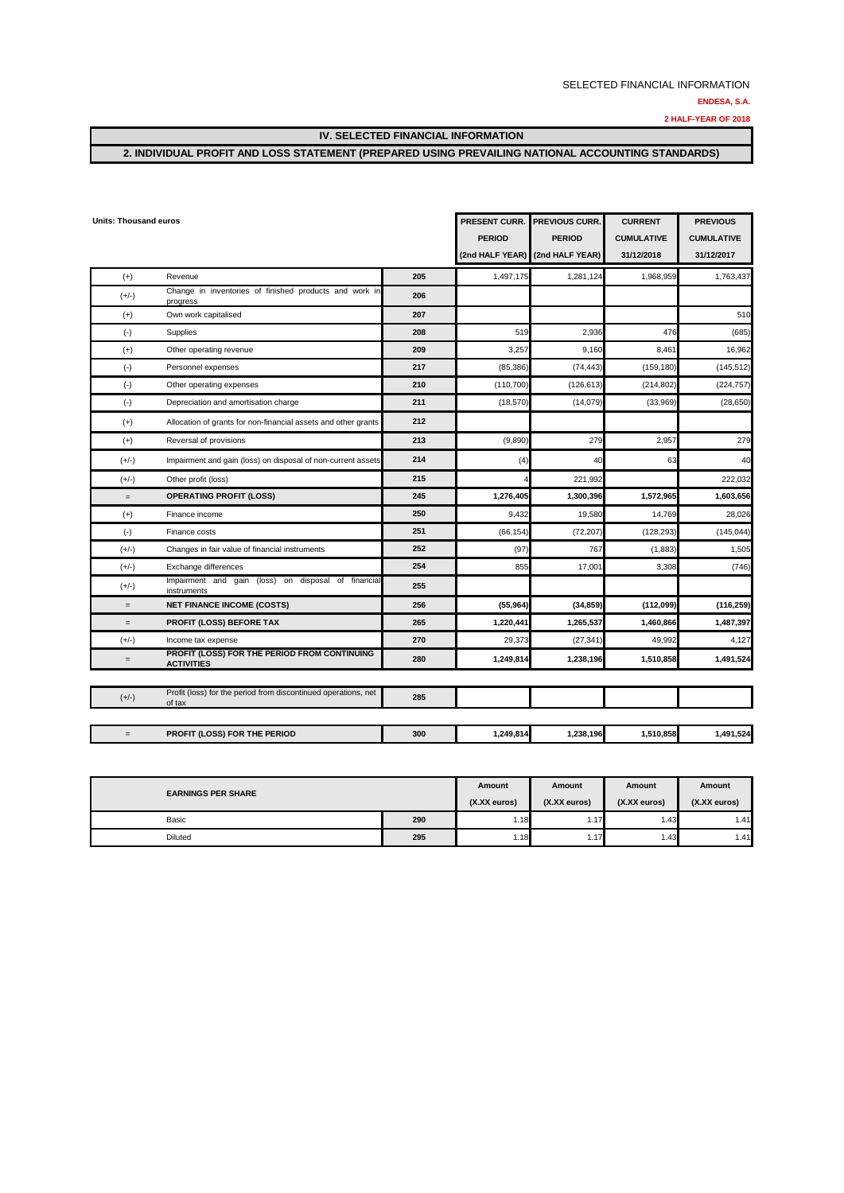SELECTED FINANCIAL INFORMATION

**ENDESA, S.A.**

**2 HALF-YEAR OF 2018**

## IV. SELECTED FINANCIAL INFORMATION

## 2. INDIVIDUAL PROFIT AND LOSS STATEMENT (PREPARED USING PREVAILING NATIONAL ACCOUNTING STANDARDS)

**Units: Thousand euros**

| | | | PRESENT CURR. PERIOD (2nd HALF YEAR) | PREVIOUS CURR. PERIOD (2nd HALF YEAR) | CURRENT CUMULATIVE 31/12/2018 | PREVIOUS CUMULATIVE 31/12/2017 |
|---|---|---|---|---|---|---|
| (+) | Revenue | 205 | 1,497,175 | 1,281,124 | 1,968,959 | 1,763,437 |
| (+/-) | Change in inventories of finished products and work in progress | 206 | | | | |
| (+) | Own work capitalised | 207 | | | | 510 |
| (-) | Supplies | 208 | 519 | 2,936 | 476 | (685) |
| (+) | Other operating revenue | 209 | 3,257 | 9,160 | 8,461 | 16,962 |
| (-) | Personnel expenses | 217 | (85,386) | (74,443) | (159,180) | (145,512) |
| (-) | Other operating expenses | 210 | (110,700) | (126,613) | (214,802) | (224,757) |
| (-) | Depreciation and amortisation charge | 211 | (18,570) | (14,079) | (33,969) | (28,650) |
| (+) | Allocation of grants for non-financial assets and other grants | 212 | | | | |
| (+) | Reversal of provisions | 213 | (9,890) | 279 | 2,957 | 279 |
| (+/-) | Impairment and gain (loss) on disposal of non-current assets | 214 | (4) | 40 | 63 | 40 |
| (+/-) | Other profit (loss) | 215 | 4 | 221,992 | | 222,032 |
| = | **OPERATING PROFIT (LOSS)** | 245 | **1,276,405** | **1,300,396** | **1,572,965** | **1,603,656** |
| (+) | Finance income | 250 | 9,432 | 19,580 | 14,769 | 28,026 |
| (-) | Finance costs | 251 | (66,154) | (72,207) | (128,293) | (145,044) |
| (+/-) | Changes in fair value of financial instruments | 252 | (97) | 767 | (1,883) | 1,505 |
| (+/-) | Exchange differences | 254 | 855 | 17,001 | 3,308 | (746) |
| (+/-) | Impairment and gain (loss) on disposal of financial instruments | 255 | | | | |
| = | **NET FINANCE INCOME (COSTS)** | 256 | **(55,964)** | **(34,859)** | **(112,099)** | **(116,259)** |
| = | **PROFIT (LOSS) BEFORE TAX** | 265 | **1,220,441** | **1,265,537** | **1,460,866** | **1,487,397** |
| (+/-) | Income tax expense | 270 | 29,373 | (27,341) | 49,992 | 4,127 |
| = | **PROFIT (LOSS) FOR THE PERIOD FROM CONTINUING ACTIVITIES** | 280 | **1,249,814** | **1,238,196** | **1,510,858** | **1,491,524** |
| (+/-) | Profit (loss) for the period from discontinued operations, net of tax | 285 | | | | |
| = | **PROFIT (LOSS) FOR THE PERIOD** | 300 | **1,249,814** | **1,238,196** | **1,510,858** | **1,491,524** |

| EARNINGS PER SHARE | | Amount (X.XX euros) | Amount (X.XX euros) | Amount (X.XX euros) | Amount (X.XX euros) |
|---|---|---|---|---|---|
| Basic | 290 | 1.18 | 1.17 | 1.43 | 1.41 |
| Diluted | 295 | 1.18 | 1.17 | 1.43 | 1.41 |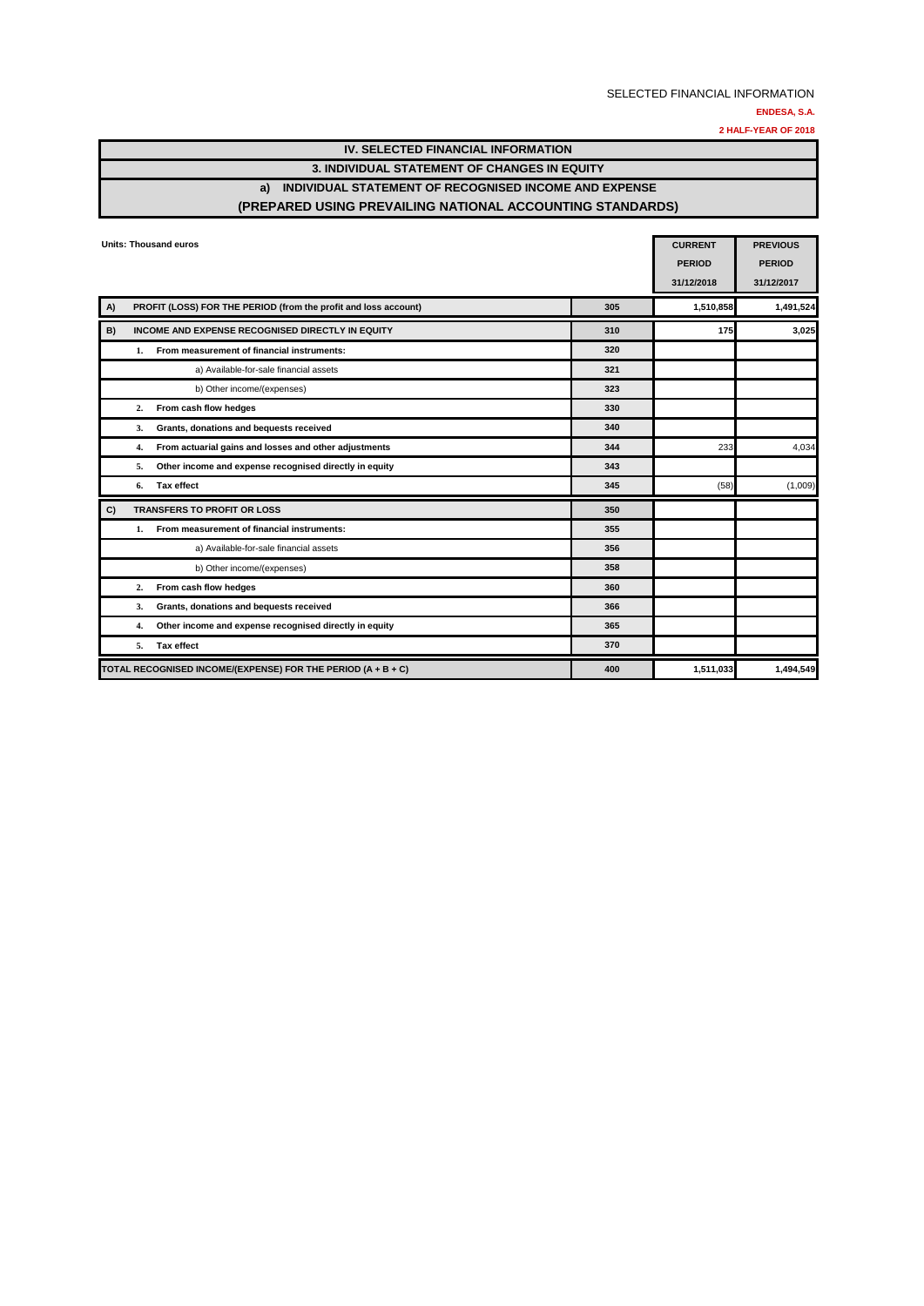SELECTED FINANCIAL INFORMATION

**ENDESA, S.A.**

**2 HALF-YEAR OF 2018**

## IV. SELECTED FINANCIAL INFORMATION

### 3. INDIVIDUAL STATEMENT OF CHANGES IN EQUITY

### a) INDIVIDUAL STATEMENT OF RECOGNISED INCOME AND EXPENSE (PREPARED USING PREVAILING NATIONAL ACCOUNTING STANDARDS)

**Units: Thousand euros**

| | | CURRENT PERIOD 31/12/2018 | PREVIOUS PERIOD 31/12/2017 |
|---|---|---|---|
| **A) PROFIT (LOSS) FOR THE PERIOD (from the profit and loss account)** | 305 | 1,510,858 | 1,491,524 |
| **B) INCOME AND EXPENSE RECOGNISED DIRECTLY IN EQUITY** | 310 | 175 | 3,025 |
| **1. From measurement of financial instruments:** | 320 | | |
| a) Available-for-sale financial assets | 321 | | |
| b) Other income/(expenses) | 323 | | |
| **2. From cash flow hedges** | 330 | | |
| **3. Grants, donations and bequests received** | 340 | | |
| **4. From actuarial gains and losses and other adjustments** | 344 | 233 | 4,034 |
| **5. Other income and expense recognised directly in equity** | 343 | | |
| **6. Tax effect** | 345 | (58) | (1,009) |
| **C) TRANSFERS TO PROFIT OR LOSS** | 350 | | |
| **1. From measurement of financial instruments:** | 355 | | |
| a) Available-for-sale financial assets | 356 | | |
| b) Other income/(expenses) | 358 | | |
| **2. From cash flow hedges** | 360 | | |
| **3. Grants, donations and bequests received** | 366 | | |
| **4. Other income and expense recognised directly in equity** | 365 | | |
| **5. Tax effect** | 370 | | |
| **TOTAL RECOGNISED INCOME/(EXPENSE) FOR THE PERIOD (A + B + C)** | 400 | 1,511,033 | 1,494,549 |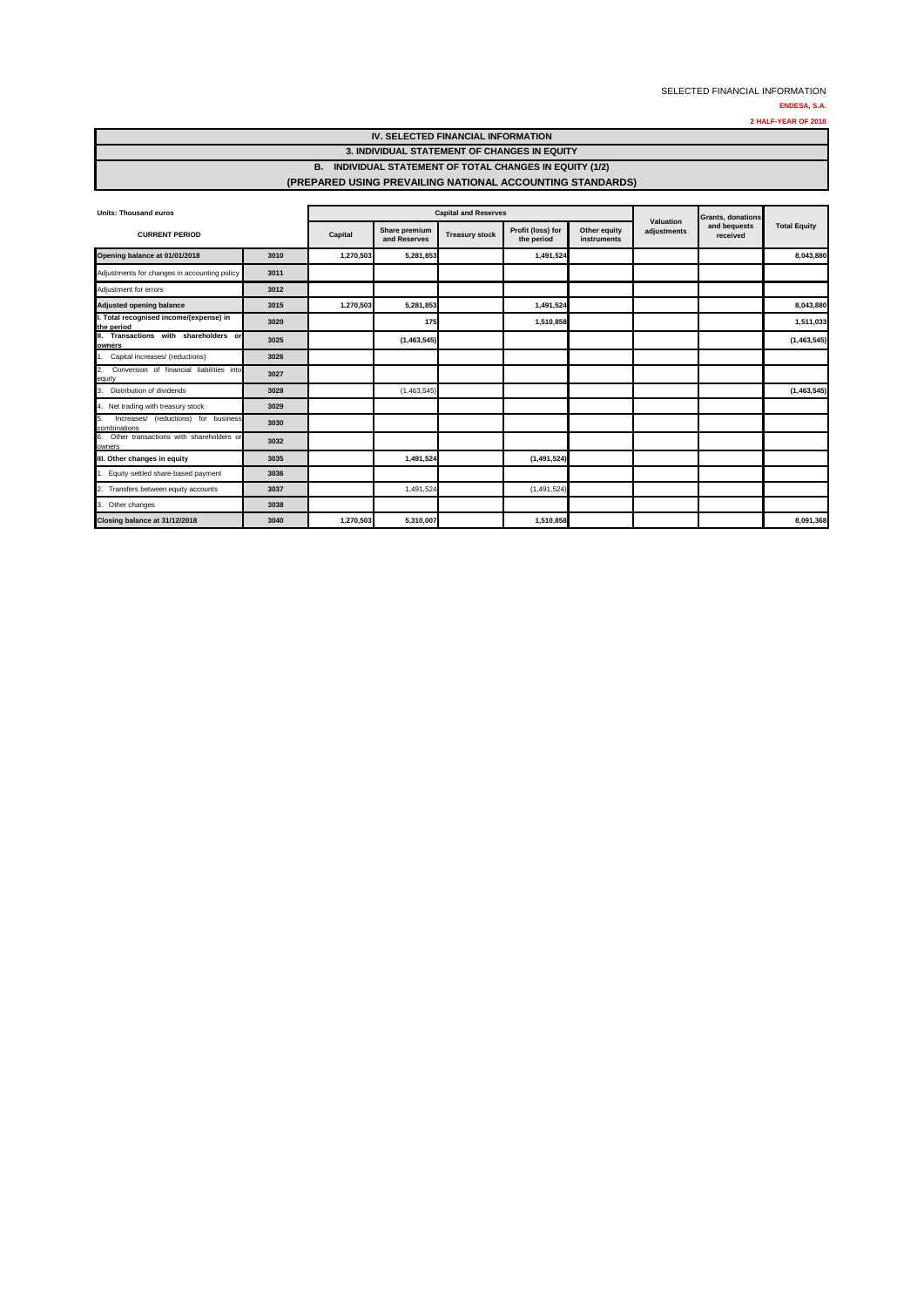SELECTED FINANCIAL INFORMATION

**ENDESA, S.A.**

**2 HALF-YEAR OF 2018**

## IV. SELECTED FINANCIAL INFORMATION

### 3. INDIVIDUAL STATEMENT OF CHANGES IN EQUITY

### B. INDIVIDUAL STATEMENT OF TOTAL CHANGES IN EQUITY (1/2)

### (PREPARED USING PREVAILING NATIONAL ACCOUNTING STANDARDS)

| Units: Thousand euros | | Capital and Reserves | | | | | Valuation adjustments | Grants, donations and bequests received | Total Equity |
|---|---|---|---|---|---|---|---|---|---|
| CURRENT PERIOD | | Capital | Share premium and Reserves | Treasury stock | Profit (loss) for the period | Other equity instruments | | | |
| **Opening balance at 01/01/2018** | 3010 | 1,270,503 | 5,281,853 | | 1,491,524 | | | | 8,043,880 |
| Adjustments for changes in accounting policy | 3011 | | | | | | | | |
| Adjustment for errors | 3012 | | | | | | | | |
| **Adjusted opening balance** | 3015 | 1,270,503 | 5,281,853 | | 1,491,524 | | | | 8,043,880 |
| **I. Total recognised income/(expense) in the period** | 3020 | | 175 | | 1,510,858 | | | | 1,511,033 |
| **II. Transactions with shareholders or owners** | 3025 | | (1,463,545) | | | | | | (1,463,545) |
| 1. Capital increases/ (reductions) | 3026 | | | | | | | | |
| 2. Conversion of financial liabilities into equity | 3027 | | | | | | | | |
| 3. Distribution of dividends | 3028 | | (1,463,545) | | | | | | (1,463,545) |
| 4. Net trading with treasury stock | 3029 | | | | | | | | |
| 5. Increases/ (reductions) for business combinations | 3030 | | | | | | | | |
| 6. Other transactions with shareholders or owners | 3032 | | | | | | | | |
| **III. Other changes in equity** | 3035 | | 1,491,524 | | (1,491,524) | | | | |
| 1. Equity-settled share-based payment | 3036 | | | | | | | | |
| 2. Transfers between equity accounts | 3037 | | 1,491,524 | | (1,491,524) | | | | |
| 3. Other changes | 3038 | | | | | | | | |
| **Closing balance at 31/12/2018** | 3040 | 1,270,503 | 5,310,007 | | 1,510,858 | | | | 8,091,368 |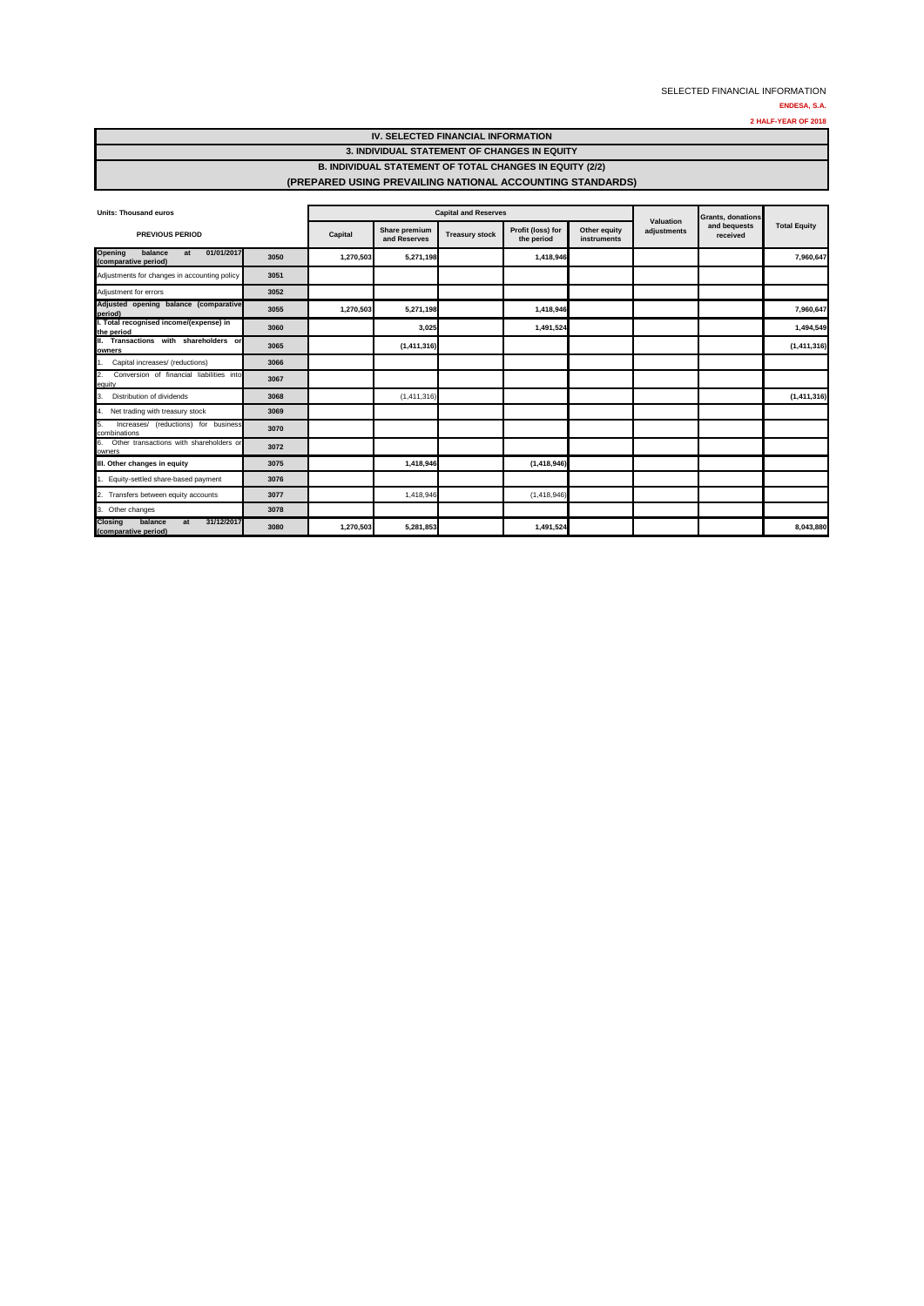SELECTED FINANCIAL INFORMATION

**ENDESA, S.A.**

**2 HALF-YEAR OF 2018**

## IV. SELECTED FINANCIAL INFORMATION

### 3. INDIVIDUAL STATEMENT OF CHANGES IN EQUITY

### B. INDIVIDUAL STATEMENT OF TOTAL CHANGES IN EQUITY (2/2)

### (PREPARED USING PREVAILING NATIONAL ACCOUNTING STANDARDS)

| Units: Thousand euros | | Capital and Reserves | | | | | Valuation adjustments | Grants, donations and bequests received | Total Equity |
|---|---|---|---|---|---|---|---|---|---|
| PREVIOUS PERIOD | | Capital | Share premium and Reserves | Treasury stock | Profit (loss) for the period | Other equity instruments | | | |
| **Opening balance at 01/01/2017 (comparative period)** | 3050 | 1,270,503 | 5,271,198 | | 1,418,946 | | | | 7,960,647 |
| Adjustments for changes in accounting policy | 3051 | | | | | | | | |
| Adjustment for errors | 3052 | | | | | | | | |
| **Adjusted opening balance (comparative period)** | 3055 | 1,270,503 | 5,271,198 | | 1,418,946 | | | | 7,960,647 |
| **I. Total recognised income/(expense) in the period** | 3060 | | 3,025 | | 1,491,524 | | | | 1,494,549 |
| **II. Transactions with shareholders or owners** | 3065 | | (1,411,316) | | | | | | (1,411,316) |
| 1. Capital increases/ (reductions) | 3066 | | | | | | | | |
| 2. Conversion of financial liabilities into equity | 3067 | | | | | | | | |
| 3. Distribution of dividends | 3068 | | (1,411,316) | | | | | | (1,411,316) |
| 4. Net trading with treasury stock | 3069 | | | | | | | | |
| 5. Increases/ (reductions) for business combinations | 3070 | | | | | | | | |
| 6. Other transactions with shareholders or owners | 3072 | | | | | | | | |
| **III. Other changes in equity** | 3075 | | 1,418,946 | | (1,418,946) | | | | |
| 1. Equity-settled share-based payment | 3076 | | | | | | | | |
| 2. Transfers between equity accounts | 3077 | | 1,418,946 | | (1,418,946) | | | | |
| 3. Other changes | 3078 | | | | | | | | |
| **Closing balance at 31/12/2017 (comparative period)** | 3080 | 1,270,503 | 5,281,853 | | 1,491,524 | | | | 8,043,880 |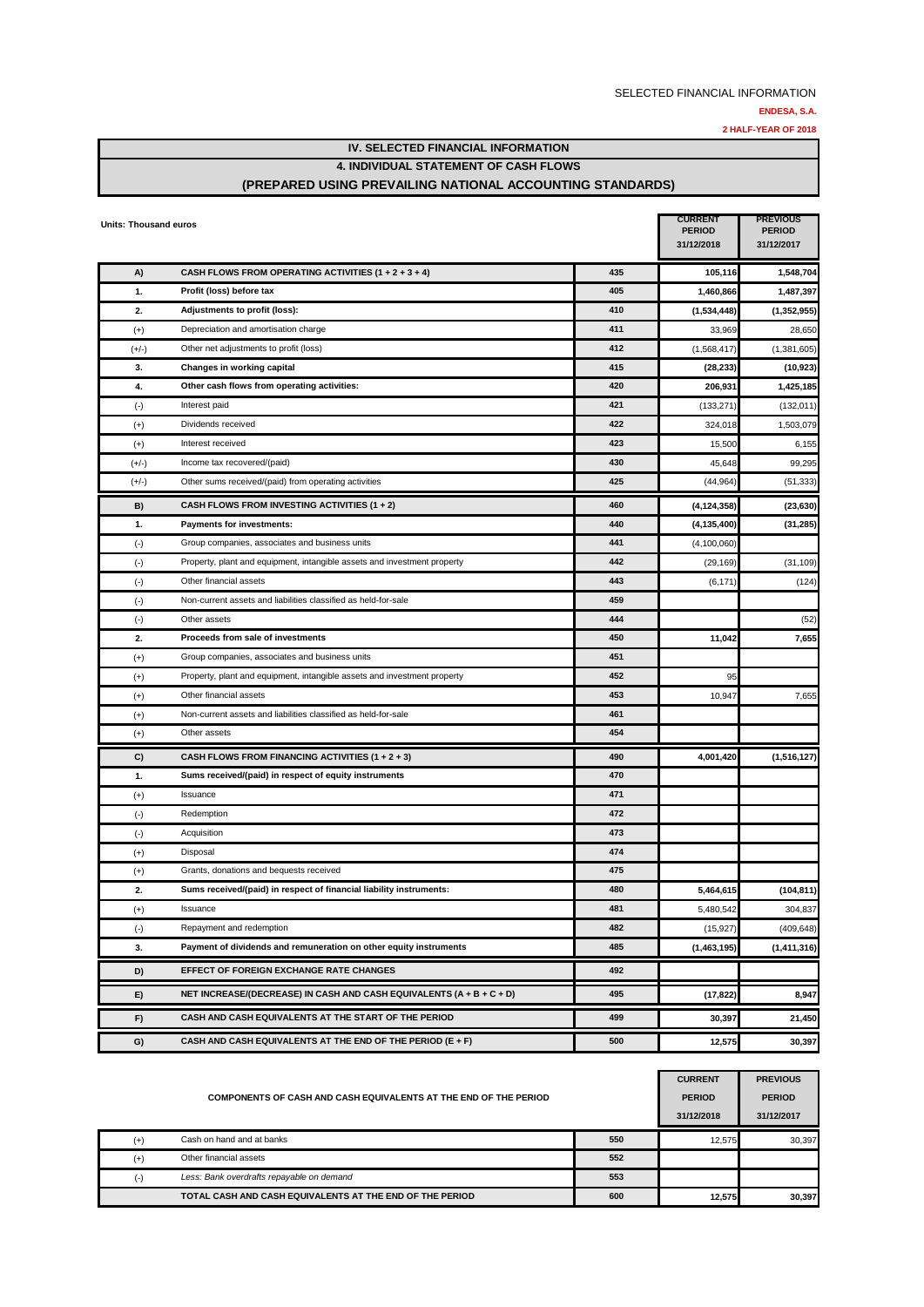SELECTED FINANCIAL INFORMATION

**ENDESA, S.A.**

**2 HALF-YEAR OF 2018**

# IV. SELECTED FINANCIAL INFORMATION

## 4. INDIVIDUAL STATEMENT OF CASH FLOWS

## (PREPARED USING PREVAILING NATIONAL ACCOUNTING STANDARDS)

Units: Thousand euros

| | | | CURRENT PERIOD 31/12/2018 | PREVIOUS PERIOD 31/12/2017 |
|---|---|---|---|---|
| **A)** | **CASH FLOWS FROM OPERATING ACTIVITIES (1 + 2 + 3 + 4)** | **435** | **105,116** | **1,548,704** |
| **1.** | **Profit (loss) before tax** | **405** | **1,460,866** | **1,487,397** |
| **2.** | **Adjustments to profit (loss):** | **410** | **(1,534,448)** | **(1,352,955)** |
| (+) | Depreciation and amortisation charge | 411 | 33,969 | 28,650 |
| (+/-) | Other net adjustments to profit (loss) | 412 | (1,568,417) | (1,381,605) |
| **3.** | **Changes in working capital** | **415** | **(28,233)** | **(10,923)** |
| **4.** | **Other cash flows from operating activities:** | **420** | **206,931** | **1,425,185** |
| (-) | Interest paid | 421 | (133,271) | (132,011) |
| (+) | Dividends received | 422 | 324,018 | 1,503,079 |
| (+) | Interest received | 423 | 15,500 | 6,155 |
| (+/-) | Income tax recovered/(paid) | 430 | 45,648 | 99,295 |
| (+/-) | Other sums received/(paid) from operating activities | 425 | (44,964) | (51,333) |
| **B)** | **CASH FLOWS FROM INVESTING ACTIVITIES (1 + 2)** | **460** | **(4,124,358)** | **(23,630)** |
| **1.** | **Payments for investments:** | **440** | **(4,135,400)** | **(31,285)** |
| (-) | Group companies, associates and business units | 441 | (4,100,060) | |
| (-) | Property, plant and equipment, intangible assets and investment property | 442 | (29,169) | (31,109) |
| (-) | Other financial assets | 443 | (6,171) | (124) |
| (-) | Non-current assets and liabilities classified as held-for-sale | 459 | | |
| (-) | Other assets | 444 | | (52) |
| **2.** | **Proceeds from sale of investments** | **450** | **11,042** | **7,655** |
| (+) | Group companies, associates and business units | 451 | | |
| (+) | Property, plant and equipment, intangible assets and investment property | 452 | 95 | |
| (+) | Other financial assets | 453 | 10,947 | 7,655 |
| (+) | Non-current assets and liabilities classified as held-for-sale | 461 | | |
| (+) | Other assets | 454 | | |
| **C)** | **CASH FLOWS FROM FINANCING ACTIVITIES (1 + 2 + 3)** | **490** | **4,001,420** | **(1,516,127)** |
| **1.** | **Sums received/(paid) in respect of equity instruments** | **470** | | |
| (+) | Issuance | 471 | | |
| (-) | Redemption | 472 | | |
| (-) | Acquisition | 473 | | |
| (+) | Disposal | 474 | | |
| (+) | Grants, donations and bequests received | 475 | | |
| **2.** | **Sums received/(paid) in respect of financial liability instruments:** | **480** | **5,464,615** | **(104,811)** |
| (+) | Issuance | 481 | 5,480,542 | 304,837 |
| (-) | Repayment and redemption | 482 | (15,927) | (409,648) |
| **3.** | **Payment of dividends and remuneration on other equity instruments** | **485** | **(1,463,195)** | **(1,411,316)** |
| **D)** | **EFFECT OF FOREIGN EXCHANGE RATE CHANGES** | **492** | | |
| **E)** | **NET INCREASE/(DECREASE) IN CASH AND CASH EQUIVALENTS (A + B + C + D)** | **495** | **(17,822)** | **8,947** |
| **F)** | **CASH AND CASH EQUIVALENTS AT THE START OF THE PERIOD** | **499** | **30,397** | **21,450** |
| **G)** | **CASH AND CASH EQUIVALENTS AT THE END OF THE PERIOD (E + F)** | **500** | **12,575** | **30,397** |

| COMPONENTS OF CASH AND CASH EQUIVALENTS AT THE END OF THE PERIOD | | | CURRENT PERIOD 31/12/2018 | PREVIOUS PERIOD 31/12/2017 |
|---|---|---|---|---|
| (+) | Cash on hand and at banks | 550 | 12,575 | 30,397 |
| (+) | Other financial assets | 552 | | |
| (-) | *Less: Bank overdrafts repayable on demand* | 553 | | |
| | **TOTAL CASH AND CASH EQUIVALENTS AT THE END OF THE PERIOD** | **600** | **12,575** | **30,397** |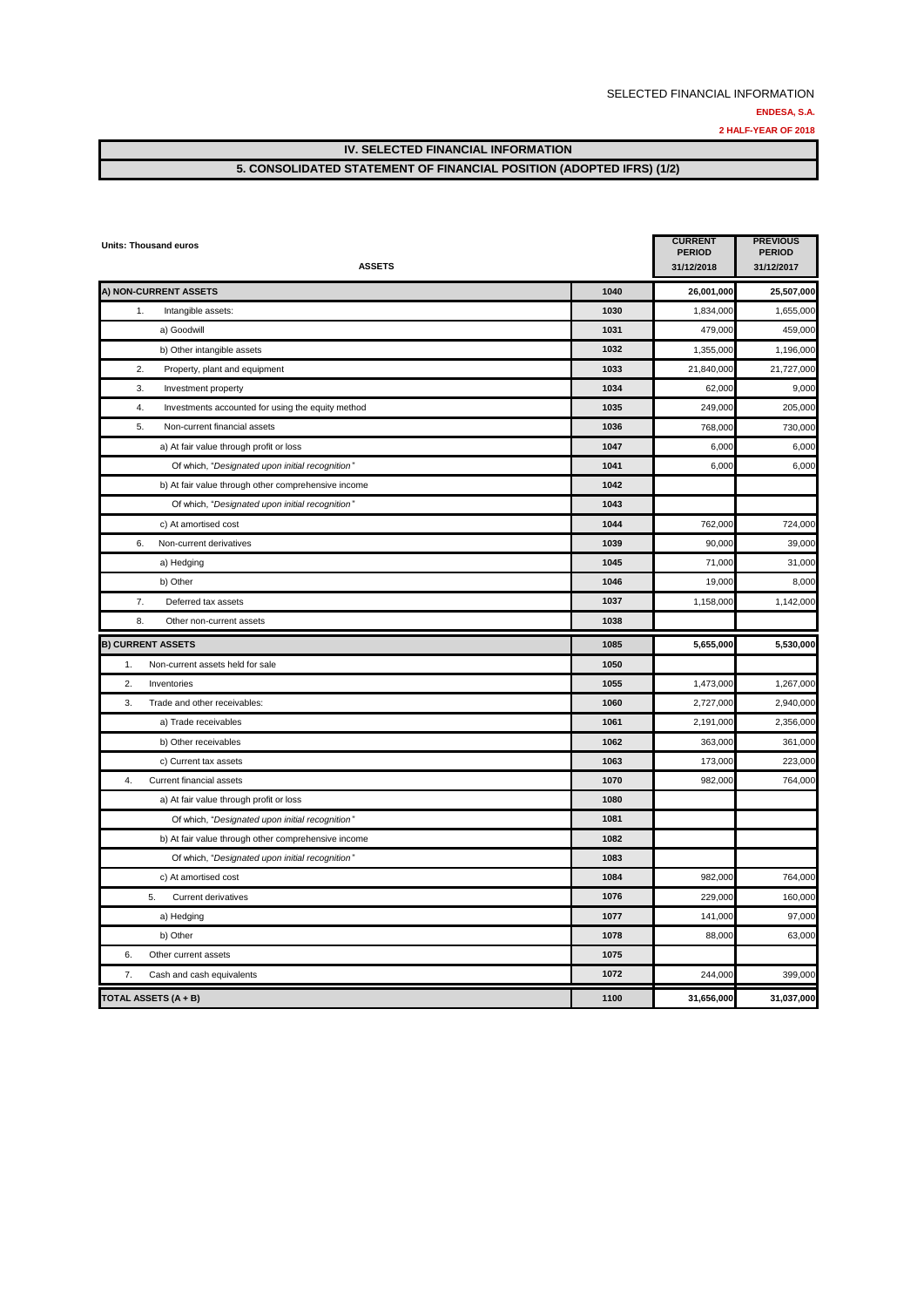SELECTED FINANCIAL INFORMATION

**ENDESA, S.A.**

**2 HALF-YEAR OF 2018**

## IV. SELECTED FINANCIAL INFORMATION

## 5. CONSOLIDATED STATEMENT OF FINANCIAL POSITION (ADOPTED IFRS) (1/2)

| Units: Thousand euros<br>**ASSETS** | | **CURRENT PERIOD 31/12/2018** | **PREVIOUS PERIOD 31/12/2017** |
|---|---|---|---|
| **A) NON-CURRENT ASSETS** | **1040** | **26,001,000** | **25,507,000** |
| 1. Intangible assets: | **1030** | 1,834,000 | 1,655,000 |
| a) Goodwill | **1031** | 479,000 | 459,000 |
| b) Other intangible assets | **1032** | 1,355,000 | 1,196,000 |
| 2. Property, plant and equipment | **1033** | 21,840,000 | 21,727,000 |
| 3. Investment property | **1034** | 62,000 | 9,000 |
| 4. Investments accounted for using the equity method | **1035** | 249,000 | 205,000 |
| 5. Non-current financial assets | **1036** | 768,000 | 730,000 |
| a) At fair value through profit or loss | **1047** | 6,000 | 6,000 |
| Of which, *"Designated upon initial recognition"* | **1041** | 6,000 | 6,000 |
| b) At fair value through other comprehensive income | **1042** | | |
| Of which, *"Designated upon initial recognition"* | **1043** | | |
| c) At amortised cost | **1044** | 762,000 | 724,000 |
| 6. Non-current derivatives | **1039** | 90,000 | 39,000 |
| a) Hedging | **1045** | 71,000 | 31,000 |
| b) Other | **1046** | 19,000 | 8,000 |
| 7. Deferred tax assets | **1037** | 1,158,000 | 1,142,000 |
| 8. Other non-current assets | **1038** | | |
| **B) CURRENT ASSETS** | **1085** | **5,655,000** | **5,530,000** |
| 1. Non-current assets held for sale | **1050** | | |
| 2. Inventories | **1055** | 1,473,000 | 1,267,000 |
| 3. Trade and other receivables: | **1060** | 2,727,000 | 2,940,000 |
| a) Trade receivables | **1061** | 2,191,000 | 2,356,000 |
| b) Other receivables | **1062** | 363,000 | 361,000 |
| c) Current tax assets | **1063** | 173,000 | 223,000 |
| 4. Current financial assets | **1070** | 982,000 | 764,000 |
| a) At fair value through profit or loss | **1080** | | |
| Of which, *"Designated upon initial recognition"* | **1081** | | |
| b) At fair value through other comprehensive income | **1082** | | |
| Of which, *"Designated upon initial recognition"* | **1083** | | |
| c) At amortised cost | **1084** | 982,000 | 764,000 |
| 5. Current derivatives | **1076** | 229,000 | 160,000 |
| a) Hedging | **1077** | 141,000 | 97,000 |
| b) Other | **1078** | 88,000 | 63,000 |
| 6. Other current assets | **1075** | | |
| 7. Cash and cash equivalents | **1072** | 244,000 | 399,000 |
| **TOTAL ASSETS (A + B)** | **1100** | **31,656,000** | **31,037,000** |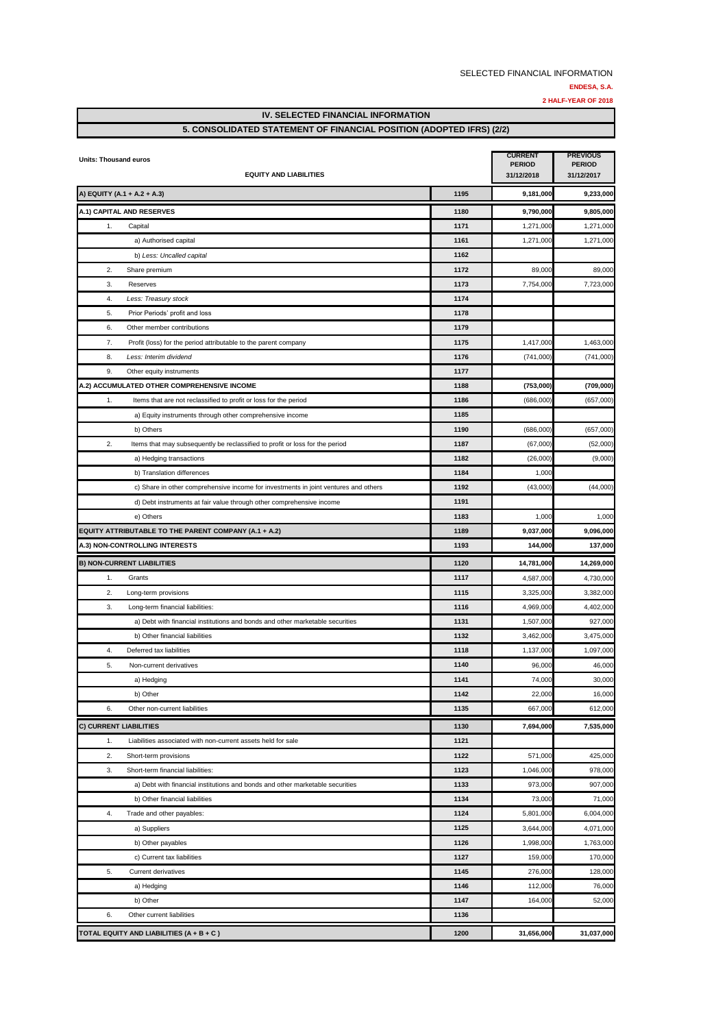SELECTED FINANCIAL INFORMATION

**ENDESA, S.A.**

**2 HALF-YEAR OF 2018**

## IV. SELECTED FINANCIAL INFORMATION

### 5. CONSOLIDATED STATEMENT OF FINANCIAL POSITION (ADOPTED IFRS) (2/2)

Units: Thousand euros

| EQUITY AND LIABILITIES | | CURRENT PERIOD 31/12/2018 | PREVIOUS PERIOD 31/12/2017 |
|---|---|---|---|
| **A) EQUITY (A.1 + A.2 + A.3)** | 1195 | **9,181,000** | **9,233,000** |
| **A.1) CAPITAL AND RESERVES** | 1180 | **9,790,000** | **9,805,000** |
| 1. Capital | 1171 | 1,271,000 | 1,271,000 |
| a) Authorised capital | 1161 | 1,271,000 | 1,271,000 |
| b) *Less: Uncalled capital* | 1162 | | |
| 2. Share premium | 1172 | 89,000 | 89,000 |
| 3. Reserves | 1173 | 7,754,000 | 7,723,000 |
| 4. *Less: Treasury stock* | 1174 | | |
| 5. Prior Periods' profit and loss | 1178 | | |
| 6. Other member contributions | 1179 | | |
| 7. Profit (loss) for the period attributable to the parent company | 1175 | 1,417,000 | 1,463,000 |
| 8. *Less: Interim dividend* | 1176 | (741,000) | (741,000) |
| 9. Other equity instruments | 1177 | | |
| **A.2) ACCUMULATED OTHER COMPREHENSIVE INCOME** | 1188 | **(753,000)** | **(709,000)** |
| 1. Items that are not reclassified to profit or loss for the period | 1186 | (686,000) | (657,000) |
| a) Equity instruments through other comprehensive income | 1185 | | |
| b) Others | 1190 | (686,000) | (657,000) |
| 2. Items that may subsequently be reclassified to profit or loss for the period | 1187 | (67,000) | (52,000) |
| a) Hedging transactions | 1182 | (26,000) | (9,000) |
| b) Translation differences | 1184 | 1,000 | |
| c) Share in other comprehensive income for investments in joint ventures and others | 1192 | (43,000) | (44,000) |
| d) Debt instruments at fair value through other comprehensive income | 1191 | | |
| e) Others | 1183 | 1,000 | 1,000 |
| **EQUITY ATTRIBUTABLE TO THE PARENT COMPANY (A.1 + A.2)** | 1189 | **9,037,000** | **9,096,000** |
| **A.3) NON-CONTROLLING INTERESTS** | 1193 | **144,000** | **137,000** |
| **B) NON-CURRENT LIABILITIES** | 1120 | **14,781,000** | **14,269,000** |
| 1. Grants | 1117 | 4,587,000 | 4,730,000 |
| 2. Long-term provisions | 1115 | 3,325,000 | 3,382,000 |
| 3. Long-term financial liabilities: | 1116 | 4,969,000 | 4,402,000 |
| a) Debt with financial institutions and bonds and other marketable securities | 1131 | 1,507,000 | 927,000 |
| b) Other financial liabilities | 1132 | 3,462,000 | 3,475,000 |
| 4. Deferred tax liabilities | 1118 | 1,137,000 | 1,097,000 |
| 5. Non-current derivatives | 1140 | 96,000 | 46,000 |
| a) Hedging | 1141 | 74,000 | 30,000 |
| b) Other | 1142 | 22,000 | 16,000 |
| 6. Other non-current liabilities | 1135 | 667,000 | 612,000 |
| **C) CURRENT LIABILITIES** | 1130 | **7,694,000** | **7,535,000** |
| 1. Liabilities associated with non-current assets held for sale | 1121 | | |
| 2. Short-term provisions | 1122 | 571,000 | 425,000 |
| 3. Short-term financial liabilities: | 1123 | 1,046,000 | 978,000 |
| a) Debt with financial institutions and bonds and other marketable securities | 1133 | 973,000 | 907,000 |
| b) Other financial liabilities | 1134 | 73,000 | 71,000 |
| 4. Trade and other payables: | 1124 | 5,801,000 | 6,004,000 |
| a) Suppliers | 1125 | 3,644,000 | 4,071,000 |
| b) Other payables | 1126 | 1,998,000 | 1,763,000 |
| c) Current tax liabilities | 1127 | 159,000 | 170,000 |
| 5. Current derivatives | 1145 | 276,000 | 128,000 |
| a) Hedging | 1146 | 112,000 | 76,000 |
| b) Other | 1147 | 164,000 | 52,000 |
| 6. Other current liabilities | 1136 | | |
| **TOTAL EQUITY AND LIABILITIES (A + B + C )** | 1200 | **31,656,000** | **31,037,000** |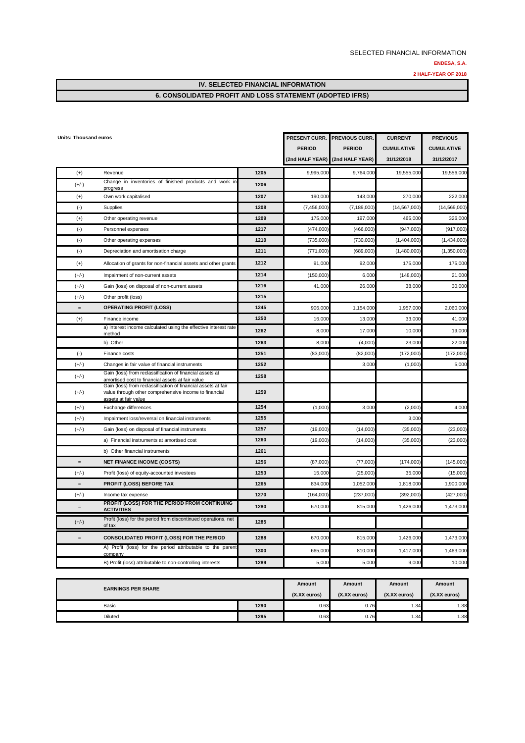SELECTED FINANCIAL INFORMATION

**ENDESA, S.A.**

**2 HALF-YEAR OF 2018**

## IV. SELECTED FINANCIAL INFORMATION

## 6. CONSOLIDATED PROFIT AND LOSS STATEMENT (ADOPTED IFRS)

| Units: Thousand euros | | | PRESENT CURR. PERIOD (2nd HALF YEAR) | PREVIOUS CURR. PERIOD (2nd HALF YEAR) | CURRENT CUMULATIVE 31/12/2018 | PREVIOUS CUMULATIVE 31/12/2017 |
|---|---|---|---|---|---|---|
| (+) | Revenue | 1205 | 9,995,000 | 9,764,000 | 19,555,000 | 19,556,000 |
| (+/-) | Change in inventories of finished products and work in progress | 1206 | | | | |
| (+) | Own work capitalised | 1207 | 190,000 | 143,000 | 270,000 | 222,000 |
| (-) | Supplies | 1208 | (7,456,000) | (7,189,000) | (14,567,000) | (14,569,000) |
| (+) | Other operating revenue | 1209 | 175,000 | 197,000 | 465,000 | 326,000 |
| (-) | Personnel expenses | 1217 | (474,000) | (466,000) | (947,000) | (917,000) |
| (-) | Other operating expenses | 1210 | (735,000) | (730,000) | (1,404,000) | (1,434,000) |
| (-) | Depreciation and amortisation charge | 1211 | (771,000) | (689,000) | (1,480,000) | (1,350,000) |
| (+) | Allocation of grants for non-financial assets and other grants | 1212 | 91,000 | 92,000 | 175,000 | 175,000 |
| (+/-) | Impairment of non-current assets | 1214 | (150,000) | 6,000 | (148,000) | 21,000 |
| (+/-) | Gain (loss) on disposal of non-current assets | 1216 | 41,000 | 26,000 | 38,000 | 30,000 |
| (+/-) | Other profit (loss) | 1215 | | | | |
| = | **OPERATING PROFIT (LOSS)** | 1245 | 906,000 | 1,154,000 | 1,957,000 | 2,060,000 |
| (+) | Finance income | 1250 | 16,000 | 13,000 | 33,000 | 41,000 |
| | a) Interest income calculated using the effective interest rate method | 1262 | 8,000 | 17,000 | 10,000 | 19,000 |
| | b) Other | 1263 | 8,000 | (4,000) | 23,000 | 22,000 |
| (-) | Finance costs | 1251 | (83,000) | (82,000) | (172,000) | (172,000) |
| (+/-) | Changes in fair value of financial instruments | 1252 | | 3,000 | (1,000) | 5,000 |
| (+/-) | Gain (loss) from reclassification of financial assets at amortised cost to financial assets at fair value | 1258 | | | | |
| (+/-) | Gain (loss) from reclassification of financial assets at fair value through other comprehensive income to financial assets at fair value | 1259 | | | | |
| (+/-) | Exchange differences | 1254 | (1,000) | 3,000 | (2,000) | 4,000 |
| (+/-) | Impairment loss/reversal on financial instruments | 1255 | | | 3,000 | |
| (+/-) | Gain (loss) on disposal of financial instruments | 1257 | (19,000) | (14,000) | (35,000) | (23,000) |
| | a) Financial instruments at amortised cost | 1260 | (19,000) | (14,000) | (35,000) | (23,000) |
| | b) Other financial instruments | 1261 | | | | |
| = | **NET FINANCE INCOME (COSTS)** | 1256 | (87,000) | (77,000) | (174,000) | (145,000) |
| (+/-) | Profit (loss) of equity-accounted investees | 1253 | 15,000 | (25,000) | 35,000 | (15,000) |
| = | **PROFIT (LOSS) BEFORE TAX** | 1265 | 834,000 | 1,052,000 | 1,818,000 | 1,900,000 |
| (+/-) | Income tax expense | 1270 | (164,000) | (237,000) | (392,000) | (427,000) |
| = | **PROFIT (LOSS) FOR THE PERIOD FROM CONTINUING ACTIVITIES** | 1280 | 670,000 | 815,000 | 1,426,000 | 1,473,000 |
| (+/-) | Profit (loss) for the period from discontinued operations, net of tax | 1285 | | | | |
| = | **CONSOLIDATED PROFIT (LOSS) FOR THE PERIOD** | 1288 | 670,000 | 815,000 | 1,426,000 | 1,473,000 |
| | A) Profit (loss) for the period attributable to the parent company | 1300 | 665,000 | 810,000 | 1,417,000 | 1,463,000 |
| | B) Profit (loss) attributable to non-controlling interests | 1289 | 5,000 | 5,000 | 9,000 | 10,000 |

| EARNINGS PER SHARE | | Amount (X.XX euros) | Amount (X.XX euros) | Amount (X.XX euros) | Amount (X.XX euros) |
|---|---|---|---|---|---|
| Basic | 1290 | 0.63 | 0.76 | 1.34 | 1.38 |
| Diluted | 1295 | 0.63 | 0.76 | 1.34 | 1.38 |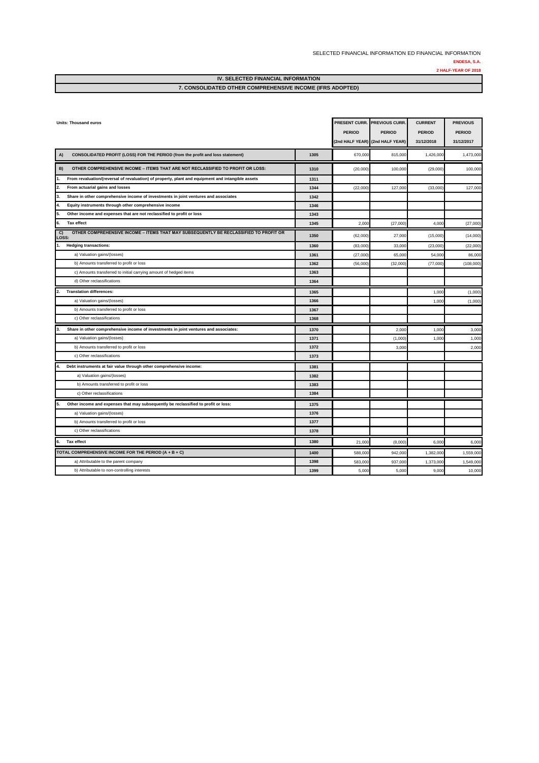SELECTED FINANCIAL INFORMATION ED FINANCIAL INFORMATION

**ENDESA, S.A.**

**2 HALF-YEAR OF 2018**

## IV. SELECTED FINANCIAL INFORMATION

## 7. CONSOLIDATED OTHER COMPREHENSIVE INCOME (IFRS ADOPTED)

| Units: Thousand euros | | PRESENT CURR. PERIOD (2nd HALF YEAR) | PREVIOUS CURR. PERIOD (2nd HALF YEAR) | CURRENT PERIOD 31/12/2018 | PREVIOUS PERIOD 31/12/2017 |
|---|---|---|---|---|---|
| **A) CONSOLIDATED PROFIT (LOSS) FOR THE PERIOD (from the profit and loss statement)** | 1305 | 670,000 | 815,000 | 1,426,000 | 1,473,000 |
| **B) OTHER COMPREHENSIVE INCOME – ITEMS THAT ARE NOT RECLASSIFIED TO PROFIT OR LOSS:** | 1310 | (20,000) | 100,000 | (29,000) | 100,000 |
| **1. From revaluation/(reversal of revaluation) of property, plant and equipment and intangible assets** | 1311 | | | | |
| **2. From actuarial gains and losses** | 1344 | (22,000) | 127,000 | (33,000) | 127,000 |
| **3. Share in other comprehensive income of investments in joint ventures and associates** | 1342 | | | | |
| **4. Equity instruments through other comprehensive income** | 1346 | | | | |
| **5. Other income and expenses that are not reclassified to profit or loss** | 1343 | | | | |
| **6. Tax effect** | 1345 | 2,000 | (27,000) | 4,000 | (27,000) |
| **C) OTHER COMPREHENSIVE INCOME – ITEMS THAT MAY SUBSEQUENTLY BE RECLASSIFIED TO PROFIT OR LOSS:** | 1350 | (62,000) | 27,000 | (15,000) | (14,000) |
| **1. Hedging transactions:** | 1360 | (83,000) | 33,000 | (23,000) | (22,000) |
| a) Valuation gains/(losses) | 1361 | (27,000) | 65,000 | 54,000 | 86,000 |
| b) Amounts transferred to profit or loss | 1362 | (56,000) | (32,000) | (77,000) | (108,000) |
| c) Amounts transferred to initial carrying amount of hedged items | 1363 | | | | |
| d) Other reclassifications | 1364 | | | | |
| **2. Translation differences:** | 1365 | | | 1,000 | (1,000) |
| a) Valuation gains/(losses) | 1366 | | | 1,000 | (1,000) |
| b) Amounts transferred to profit or loss | 1367 | | | | |
| c) Other reclassifications | 1368 | | | | |
| **3. Share in other comprehensive income of investments in joint ventures and associates:** | 1370 | | 2,000 | 1,000 | 3,000 |
| a) Valuation gains/(losses) | 1371 | | (1,000) | 1,000 | 1,000 |
| b) Amounts transferred to profit or loss | 1372 | | 3,000 | | 2,000 |
| c) Other reclassifications | 1373 | | | | |
| **4. Debt instruments at fair value through other comprehensive income:** | 1381 | | | | |
| a) Valuation gains/(losses) | 1382 | | | | |
| b) Amounts transferred to profit or loss | 1383 | | | | |
| c) Other reclassifications | 1384 | | | | |
| **5. Other income and expenses that may subsequently be reclassified to profit or loss:** | 1375 | | | | |
| a) Valuation gains/(losses) | 1376 | | | | |
| b) Amounts transferred to profit or loss | 1377 | | | | |
| c) Other reclassifications | 1378 | | | | |
| **6. Tax effect** | 1380 | 21,000 | (8,000) | 6,000 | 6,000 |
| **TOTAL COMPREHENSIVE INCOME FOR THE PERIOD (A + B + C)** | 1400 | 588,000 | 942,000 | 1,382,000 | 1,559,000 |
| a) Attributable to the parent company | 1398 | 583,000 | 937,000 | 1,373,000 | 1,549,000 |
| b) Attributable to non-controlling interests | 1399 | 5,000 | 5,000 | 9,000 | 10,000 |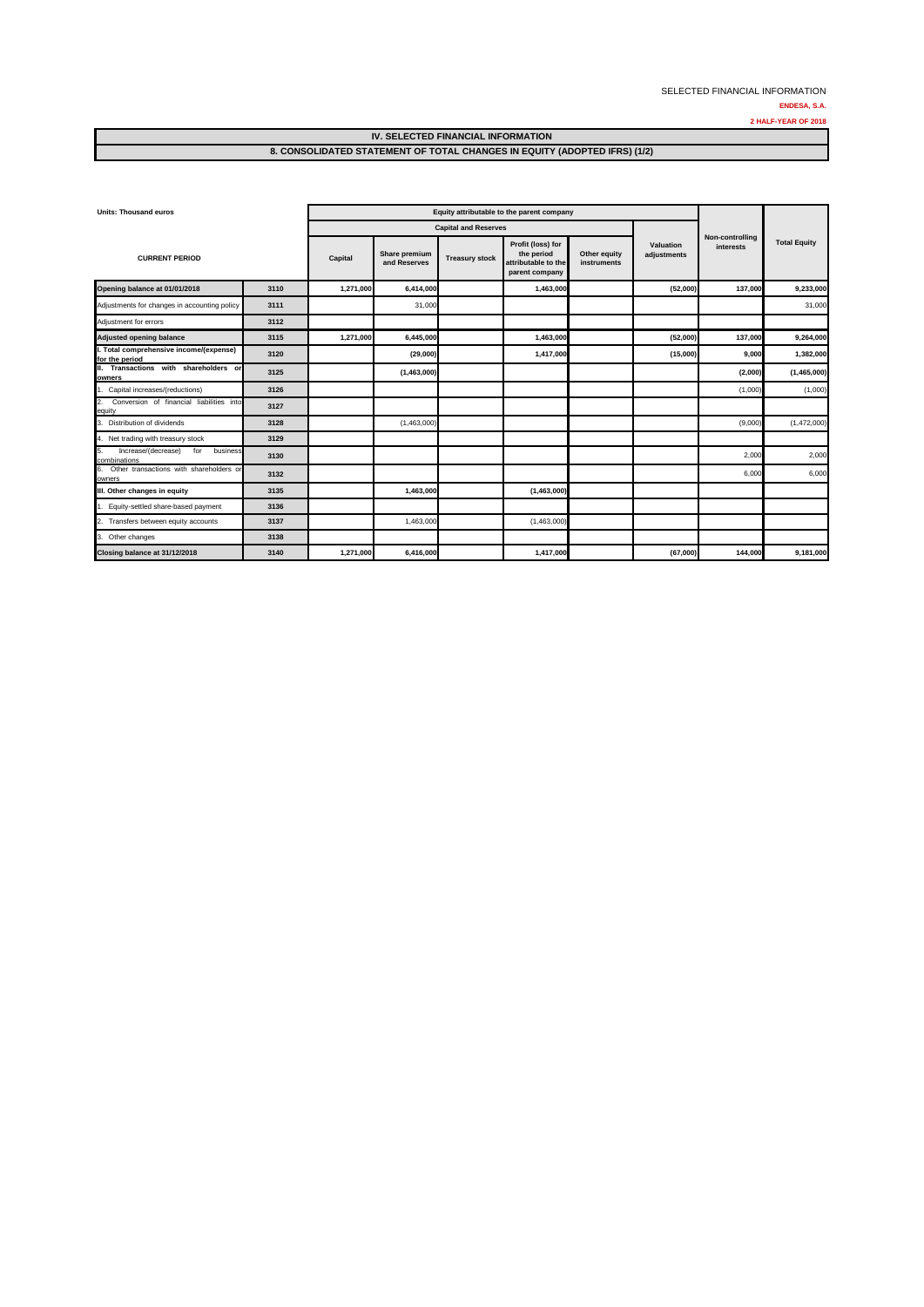SELECTED FINANCIAL INFORMATION

**ENDESA, S.A.**

**2 HALF-YEAR OF 2018**

## IV. SELECTED FINANCIAL INFORMATION

## 8. CONSOLIDATED STATEMENT OF TOTAL CHANGES IN EQUITY (ADOPTED IFRS) (1/2)

| Units: Thousand euros | | Equity attributable to the parent company | | | | | | | |
|---|---|---|---|---|---|---|---|---|---|
| | | Capital and Reserves | | | | | | | |
| CURRENT PERIOD | | Capital | Share premium and Reserves | Treasury stock | Profit (loss) for the period attributable to the parent company | Other equity instruments | Valuation adjustments | Non-controlling interests | Total Equity |
| **Opening balance at 01/01/2018** | **3110** | **1,271,000** | **6,414,000** | | **1,463,000** | | **(52,000)** | **137,000** | **9,233,000** |
| Adjustments for changes in accounting policy | 3111 | | 31,000 | | | | | | 31,000 |
| Adjustment for errors | 3112 | | | | | | | | |
| **Adjusted opening balance** | **3115** | **1,271,000** | **6,445,000** | | **1,463,000** | | **(52,000)** | **137,000** | **9,264,000** |
| **I. Total comprehensive income/(expense) for the period** | **3120** | | **(29,000)** | | **1,417,000** | | **(15,000)** | **9,000** | **1,382,000** |
| **II. Transactions with shareholders or owners** | **3125** | | **(1,463,000)** | | | | | **(2,000)** | **(1,465,000)** |
| 1. Capital increases/(reductions) | 3126 | | | | | | | (1,000) | (1,000) |
| 2. Conversion of financial liabilities into equity | 3127 | | | | | | | | |
| 3. Distribution of dividends | 3128 | | (1,463,000) | | | | | (9,000) | (1,472,000) |
| 4. Net trading with treasury stock | 3129 | | | | | | | | |
| 5. Increase/(decrease) for business combinations | 3130 | | | | | | | 2,000 | 2,000 |
| 6. Other transactions with shareholders or owners | 3132 | | | | | | | 6,000 | 6,000 |
| **III. Other changes in equity** | **3135** | | **1,463,000** | | **(1,463,000)** | | | | |
| 1. Equity-settled share-based payment | 3136 | | | | | | | | |
| 2. Transfers between equity accounts | 3137 | | 1,463,000 | | (1,463,000) | | | | |
| 3. Other changes | 3138 | | | | | | | | |
| **Closing balance at 31/12/2018** | **3140** | **1,271,000** | **6,416,000** | | **1,417,000** | | **(67,000)** | **144,000** | **9,181,000** |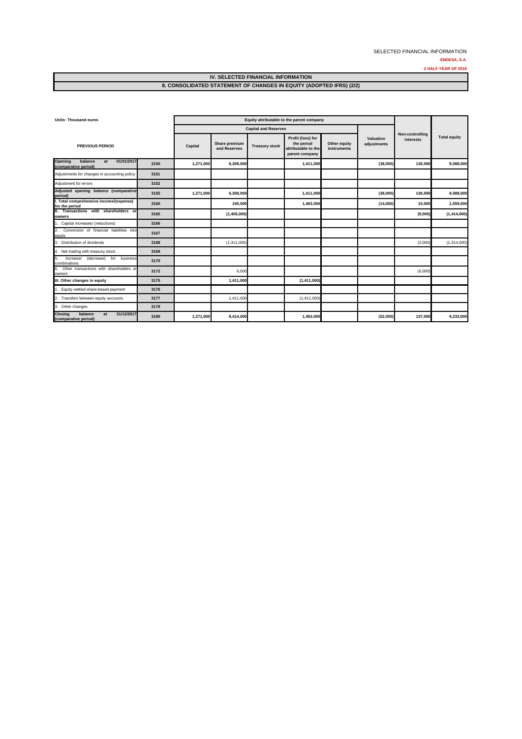SELECTED FINANCIAL INFORMATION

**ENDESA, S.A.**

**2 HALF-YEAR OF 2018**

## IV. SELECTED FINANCIAL INFORMATION

## 8. CONSOLIDATED STATEMENT OF CHANGES IN EQUITY (ADOPTED IFRS) (2/2)

| Units: Thousand euros | | Equity attributable to the parent company | | | | | | Non-controlling interests | Total equity |
|---|---|---|---|---|---|---|---|---|---|
| | | Capital and Reserves | | | | | Valuation adjustments | | |
| PREVIOUS PERIOD | | Capital | Share premium and Reserves | Treasury stock | Profit (loss) for the period attributable to the parent company | Other equity instruments | | | |
| **Opening balance at 01/01/2017 (comparative period)** | 3150 | 1,271,000 | 6,308,000 | | 1,411,000 | | (38,000) | 136,000 | 9,088,000 |
| Adjustments for changes in accounting policy | 3151 | | | | | | | | |
| Adjustment for errors | 3152 | | | | | | | | |
| **Adjusted opening balance (comparative period)** | 3155 | 1,271,000 | 6,308,000 | | 1,411,000 | | (38,000) | 136,000 | 9,088,000 |
| **I. Total comprehensive income/(expense) for the period** | 3160 | | 100,000 | | 1,463,000 | | (14,000) | 10,000 | 1,559,000 |
| **II. Transactions with shareholders or owners** | 3165 | | (1,405,000) | | | | | (9,000) | (1,414,000) |
| 1. Capital increases/ (reductions) | 3166 | | | | | | | | |
| 2. Conversion of financial liabilities into equity | 3167 | | | | | | | | |
| 3. Distribution of dividends | 3168 | | (1,411,000) | | | | | (3,000) | (1,414,000) |
| 4. Net trading with treasury stock | 3169 | | | | | | | | |
| 5. Increase/ (decrease) for business combinations | 3170 | | | | | | | | |
| 6. Other transactions with shareholders or owners | 3172 | | 6,000 | | | | | (6,000) | |
| **III. Other changes in equity** | 3175 | | 1,411,000 | | (1,411,000) | | | | |
| 1. Equity-settled share-based payment | 3176 | | | | | | | | |
| 2. Transfers between equity accounts | 3177 | | 1,411,000 | | (1,411,000) | | | | |
| 3. Other changes | 3178 | | | | | | | | |
| **Closing balance at 31/12/2017 (comparative period)** | 3180 | 1,271,000 | 6,414,000 | | 1,463,000 | | (52,000) | 137,000 | 9,233,000 |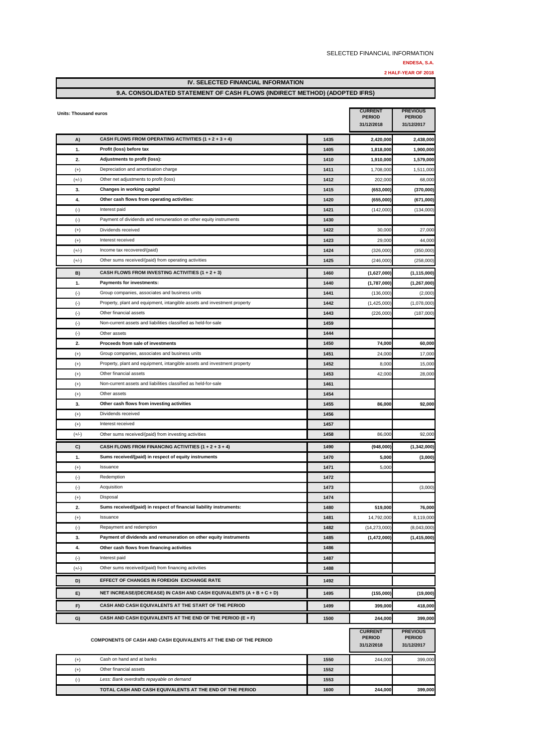SELECTED FINANCIAL INFORMATION

**ENDESA, S.A.**

**2 HALF-YEAR OF 2018**

## IV. SELECTED FINANCIAL INFORMATION

## 9.A. CONSOLIDATED STATEMENT OF CASH FLOWS (INDIRECT METHOD) (ADOPTED IFRS)

| Units: Thousand euros | | | CURRENT PERIOD 31/12/2018 | PREVIOUS PERIOD 31/12/2017 |
|---|---|---|---|---|
| **A)** | **CASH FLOWS FROM OPERATING ACTIVITIES (1 + 2 + 3 + 4)** | 1435 | **2,420,000** | **2,438,000** |
| **1.** | **Profit (loss) before tax** | 1405 | **1,818,000** | **1,900,000** |
| **2.** | **Adjustments to profit (loss):** | 1410 | **1,910,000** | **1,579,000** |
| (+) | Depreciation and amortisation charge | 1411 | 1,708,000 | 1,511,000 |
| (+/-) | Other net adjustments to profit (loss) | 1412 | 202,000 | 68,000 |
| **3.** | **Changes in working capital** | 1415 | **(653,000)** | **(370,000)** |
| **4.** | **Other cash flows from operating activities:** | 1420 | **(655,000)** | **(671,000)** |
| (-) | Interest paid | 1421 | (142,000) | (134,000) |
| (-) | Payment of dividends and remuneration on other equity instruments | 1430 | | |
| (+) | Dividends received | 1422 | 30,000 | 27,000 |
| (+) | Interest received | 1423 | 29,000 | 44,000 |
| (+/-) | Income tax recovered/(paid) | 1424 | (326,000) | (350,000) |
| (+/-) | Other sums received/(paid) from operating activities | 1425 | (246,000) | (258,000) |
| **B)** | **CASH FLOWS FROM INVESTING ACTIVITIES (1 + 2 + 3)** | 1460 | **(1,627,000)** | **(1,115,000)** |
| **1.** | **Payments for investments:** | 1440 | **(1,787,000)** | **(1,267,000)** |
| (-) | Group companies, associates and business units | 1441 | (136,000) | (2,000) |
| (-) | Property, plant and equipment, intangible assets and investment property | 1442 | (1,425,000) | (1,078,000) |
| (-) | Other financial assets | 1443 | (226,000) | (187,000) |
| (-) | Non-current assets and liabilities classified as held-for-sale | 1459 | | |
| (-) | Other assets | 1444 | | |
| **2.** | **Proceeds from sale of investments** | 1450 | **74,000** | **60,000** |
| (+) | Group companies, associates and business units | 1451 | 24,000 | 17,000 |
| (+) | Property, plant and equipment, intangible assets and investment property | 1452 | 8,000 | 15,000 |
| (+) | Other financial assets | 1453 | 42,000 | 28,000 |
| (+) | Non-current assets and liabilities classified as held-for-sale | 1461 | | |
| (+) | Other assets | 1454 | | |
| **3.** | **Other cash flows from investing activities** | 1455 | **86,000** | **92,000** |
| (+) | Dividends received | 1456 | | |
| (+) | Interest received | 1457 | | |
| (+/-) | Other sums received/(paid) from investing activities | 1458 | 86,000 | 92,000 |
| **C)** | **CASH FLOWS FROM FINANCING ACTIVITIES (1 + 2 + 3 + 4)** | 1490 | **(948,000)** | **(1,342,000)** |
| **1.** | **Sums received/(paid) in respect of equity instruments** | 1470 | **5,000** | **(3,000)** |
| (+) | Issuance | 1471 | 5,000 | |
| (-) | Redemption | 1472 | | |
| (-) | Acquisition | 1473 | | (3,000) |
| (+) | Disposal | 1474 | | |
| **2.** | **Sums received/(paid) in respect of financial liability instruments:** | 1480 | **519,000** | **76,000** |
| (+) | Issuance | 1481 | 14,792,000 | 8,119,000 |
| (-) | Repayment and redemption | 1482 | (14,273,000) | (8,043,000) |
| **3.** | **Payment of dividends and remuneration on other equity instruments** | 1485 | **(1,472,000)** | **(1,415,000)** |
| **4.** | **Other cash flows from financing activities** | 1486 | | |
| (-) | Interest paid | 1487 | | |
| (+/-) | Other sums received/(paid) from financing activities | 1488 | | |
| **D)** | **EFFECT OF CHANGES IN FOREIGN EXCHANGE RATE** | 1492 | | |
| **E)** | **NET INCREASE/(DECREASE) IN CASH AND CASH EQUIVALENTS (A + B + C + D)** | 1495 | **(155,000)** | **(19,000)** |
| **F)** | **CASH AND CASH EQUIVALENTS AT THE START OF THE PERIOD** | 1499 | **399,000** | **418,000** |
| **G)** | **CASH AND CASH EQUIVALENTS AT THE END OF THE PERIOD (E + F)** | 1500 | **244,000** | **399,000** |

| COMPONENTS OF CASH AND CASH EQUIVALENTS AT THE END OF THE PERIOD | | | CURRENT PERIOD 31/12/2018 | PREVIOUS PERIOD 31/12/2017 |
|---|---|---|---|---|
| (+) | Cash on hand and at banks | 1550 | 244,000 | 399,000 |
| (+) | Other financial assets | 1552 | | |
| (-) | *Less: Bank overdrafts repayable on demand* | 1553 | | |
| | **TOTAL CASH AND CASH EQUIVALENTS AT THE END OF THE PERIOD** | 1600 | **244,000** | **399,000** |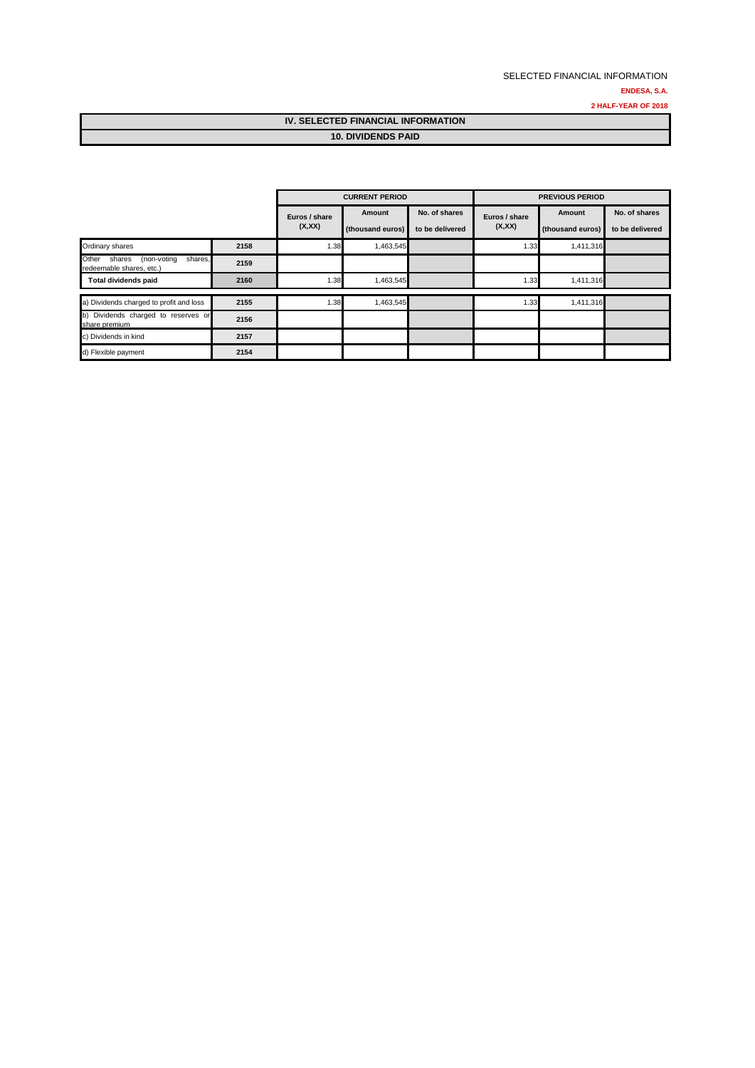SELECTED FINANCIAL INFORMATION

**ENDESA, S.A.**

**2 HALF-YEAR OF 2018**

## IV. SELECTED FINANCIAL INFORMATION

### 10. DIVIDENDS PAID

| | | CURRENT PERIOD | | | PREVIOUS PERIOD | | |
|---|---|---|---|---|---|---|---|
| | | Euros / share (X,XX) | Amount (thousand euros) | No. of shares to be delivered | Euros / share (X,XX) | Amount (thousand euros) | No. of shares to be delivered |
| Ordinary shares | 2158 | 1.38 | 1,463,545 | | 1.33 | 1,411,316 | |
| Other shares (non-voting shares, redeemable shares, etc.) | 2159 | | | | | | |
| **Total dividends paid** | 2160 | 1.38 | 1,463,545 | | 1.33 | 1,411,316 | |
| a) Dividends charged to profit and loss | 2155 | 1.38 | 1,463,545 | | 1.33 | 1,411,316 | |
| b) Dividends charged to reserves or share premium | 2156 | | | | | | |
| c) Dividends in kind | 2157 | | | | | | |
| d) Flexible payment | 2154 | | | | | | |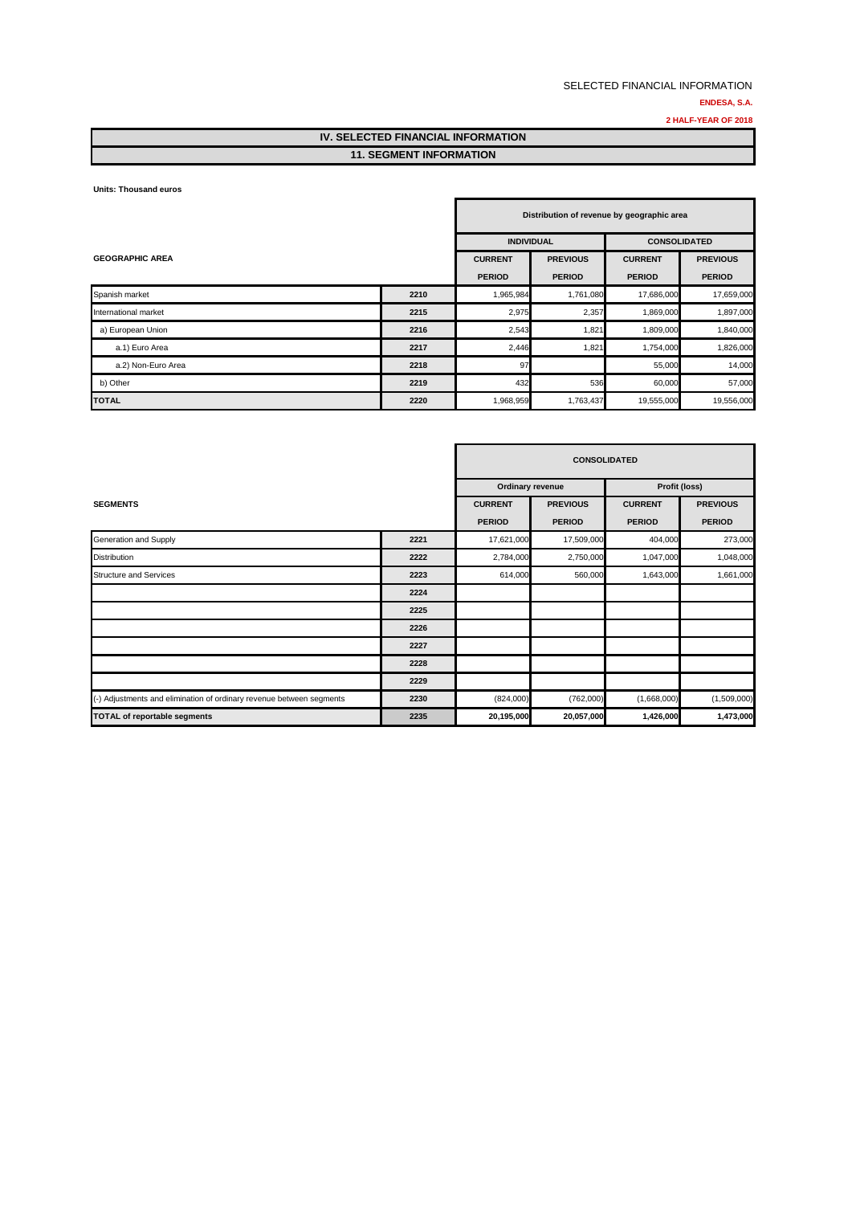SELECTED FINANCIAL INFORMATION

**ENDESA, S.A.**

**2 HALF-YEAR OF 2018**

## IV. SELECTED FINANCIAL INFORMATION

## 11. SEGMENT INFORMATION

**Units: Thousand euros**

| GEOGRAPHIC AREA | | Distribution of revenue by geographic area | | | |
|---|---|---|---|---|---|
| | | INDIVIDUAL | | CONSOLIDATED | |
| | | CURRENT PERIOD | PREVIOUS PERIOD | CURRENT PERIOD | PREVIOUS PERIOD |
| Spanish market | 2210 | 1,965,984 | 1,761,080 | 17,686,000 | 17,659,000 |
| International market | 2215 | 2,975 | 2,357 | 1,869,000 | 1,897,000 |
| a) European Union | 2216 | 2,543 | 1,821 | 1,809,000 | 1,840,000 |
| a.1) Euro Area | 2217 | 2,446 | 1,821 | 1,754,000 | 1,826,000 |
| a.2) Non-Euro Area | 2218 | 97 | | 55,000 | 14,000 |
| b) Other | 2219 | 432 | 536 | 60,000 | 57,000 |
| **TOTAL** | 2220 | 1,968,959 | 1,763,437 | 19,555,000 | 19,556,000 |

| SEGMENTS | | CONSOLIDATED | | | |
|---|---|---|---|---|---|
| | | Ordinary revenue | | Profit (loss) | |
| | | CURRENT PERIOD | PREVIOUS PERIOD | CURRENT PERIOD | PREVIOUS PERIOD |
| Generation and Supply | 2221 | 17,621,000 | 17,509,000 | 404,000 | 273,000 |
| Distribution | 2222 | 2,784,000 | 2,750,000 | 1,047,000 | 1,048,000 |
| Structure and Services | 2223 | 614,000 | 560,000 | 1,643,000 | 1,661,000 |
| | 2224 | | | | |
| | 2225 | | | | |
| | 2226 | | | | |
| | 2227 | | | | |
| | 2228 | | | | |
| | 2229 | | | | |
| (-) Adjustments and elimination of ordinary revenue between segments | 2230 | (824,000) | (762,000) | (1,668,000) | (1,509,000) |
| **TOTAL of reportable segments** | 2235 | **20,195,000** | **20,057,000** | **1,426,000** | **1,473,000** |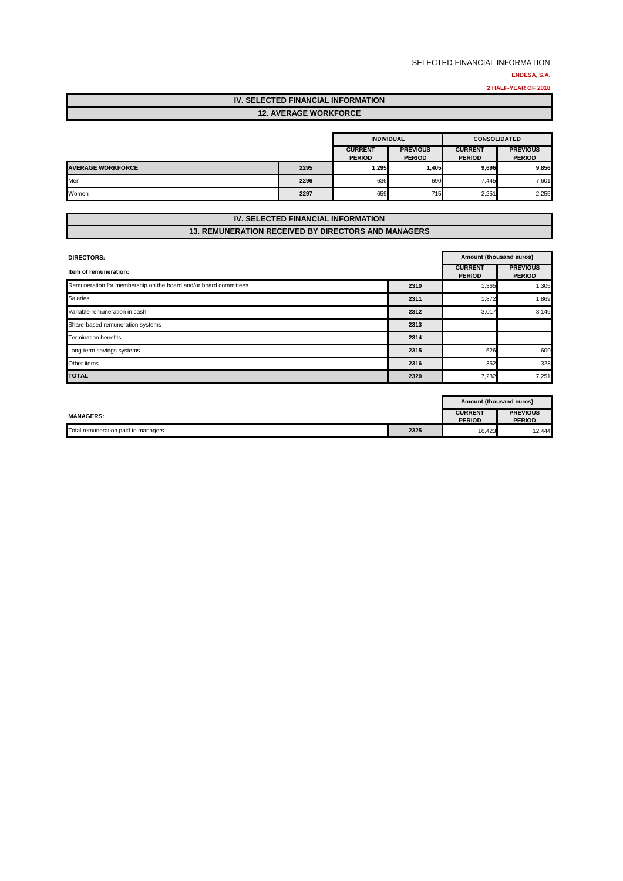SELECTED FINANCIAL INFORMATION

**ENDESA, S.A.**

**2 HALF-YEAR OF 2018**

## IV. SELECTED FINANCIAL INFORMATION

### 12. AVERAGE WORKFORCE

| | | INDIVIDUAL | | CONSOLIDATED | |
|---|---|---|---|---|---|
| | | CURRENT PERIOD | PREVIOUS PERIOD | CURRENT PERIOD | PREVIOUS PERIOD |
| **AVERAGE WORKFORCE** | 2295 | **1,295** | **1,405** | **9,696** | **9,856** |
| Men | 2296 | 636 | 690 | 7,445 | 7,601 |
| Women | 2297 | 659 | 715 | 2,251 | 2,255 |

## IV. SELECTED FINANCIAL INFORMATION

### 13. REMUNERATION RECEIVED BY DIRECTORS AND MANAGERS

| **DIRECTORS:** | | Amount (thousand euros) | |
|---|---|---|---|
| **Item of remuneration:** | | CURRENT PERIOD | PREVIOUS PERIOD |
| Remuneration for membership on the board and/or board committees | 2310 | 1,365 | 1,305 |
| Salaries | 2311 | 1,872 | 1,869 |
| Variable remuneration in cash | 2312 | 3,017 | 3,149 |
| Share-based remuneration systems | 2313 | | |
| Termination benefits | 2314 | | |
| Long-term savings systems | 2315 | 626 | 600 |
| Other items | 2316 | 352 | 328 |
| **TOTAL** | 2320 | 7,232 | 7,251 |

| **MANAGERS:** | | Amount (thousand euros) | |
|---|---|---|---|
| | | CURRENT PERIOD | PREVIOUS PERIOD |
| Total remuneration paid to managers | 2325 | 16,423 | 12,444 |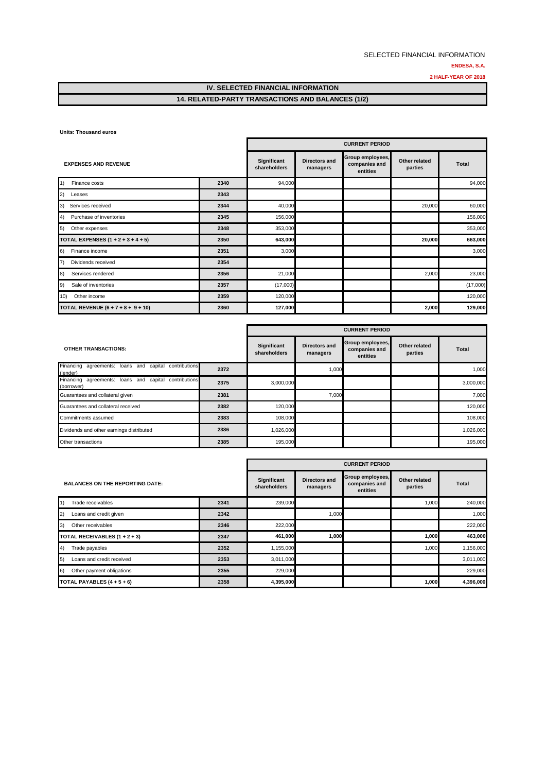SELECTED FINANCIAL INFORMATION

**ENDESA, S.A.**

**2 HALF-YEAR OF 2018**

# IV. SELECTED FINANCIAL INFORMATION

## 14. RELATED-PARTY TRANSACTIONS AND BALANCES (1/2)

**Units: Thousand euros**

| EXPENSES AND REVENUE | | CURRENT PERIOD | | | | |
|---|---|---|---|---|---|---|
| | | Significant shareholders | Directors and managers | Group employees, companies and entities | Other related parties | Total |
| 1) Finance costs | 2340 | 94,000 | | | | 94,000 |
| 2) Leases | 2343 | | | | | |
| 3) Services received | 2344 | 40,000 | | | 20,000 | 60,000 |
| 4) Purchase of inventories | 2345 | 156,000 | | | | 156,000 |
| 5) Other expenses | 2348 | 353,000 | | | | 353,000 |
| **TOTAL EXPENSES (1 + 2 + 3 + 4 + 5)** | **2350** | **643,000** | | | **20,000** | **663,000** |
| 6) Finance income | 2351 | 3,000 | | | | 3,000 |
| 7) Dividends received | 2354 | | | | | |
| 8) Services rendered | 2356 | 21,000 | | | 2,000 | 23,000 |
| 9) Sale of inventories | 2357 | (17,000) | | | | (17,000) |
| 10) Other income | 2359 | 120,000 | | | | 120,000 |
| **TOTAL REVENUE (6 + 7 + 8 + 9 + 10)** | **2360** | **127,000** | | | **2,000** | **129,000** |

| OTHER TRANSACTIONS: | | CURRENT PERIOD | | | | |
|---|---|---|---|---|---|---|
| | | Significant shareholders | Directors and managers | Group employees, companies and entities | Other related parties | Total |
| Financing agreements: loans and capital contributions (lender) | 2372 | | 1,000 | | | 1,000 |
| Financing agreements: loans and capital contributions (borrower) | 2375 | 3,000,000 | | | | 3,000,000 |
| Guarantees and collateral given | 2381 | | 7,000 | | | 7,000 |
| Guarantees and collateral received | 2382 | 120,000 | | | | 120,000 |
| Commitments assumed | 2383 | 108,000 | | | | 108,000 |
| Dividends and other earnings distributed | 2386 | 1,026,000 | | | | 1,026,000 |
| Other transactions | 2385 | 195,000 | | | | 195,000 |

| BALANCES ON THE REPORTING DATE: | | CURRENT PERIOD | | | | |
|---|---|---|---|---|---|---|
| | | Significant shareholders | Directors and managers | Group employees, companies and entities | Other related parties | Total |
| 1) Trade receivables | 2341 | 239,000 | | | 1,000 | 240,000 |
| 2) Loans and credit given | 2342 | | 1,000 | | | 1,000 |
| 3) Other receivables | 2346 | 222,000 | | | | 222,000 |
| **TOTAL RECEIVABLES (1 + 2 + 3)** | **2347** | **461,000** | **1,000** | | **1,000** | **463,000** |
| 4) Trade payables | 2352 | 1,155,000 | | | 1,000 | 1,156,000 |
| 5) Loans and credit received | 2353 | 3,011,000 | | | | 3,011,000 |
| 6) Other payment obligations | 2355 | 229,000 | | | | 229,000 |
| **TOTAL PAYABLES (4 + 5 + 6)** | **2358** | **4,395,000** | | | **1,000** | **4,396,000** |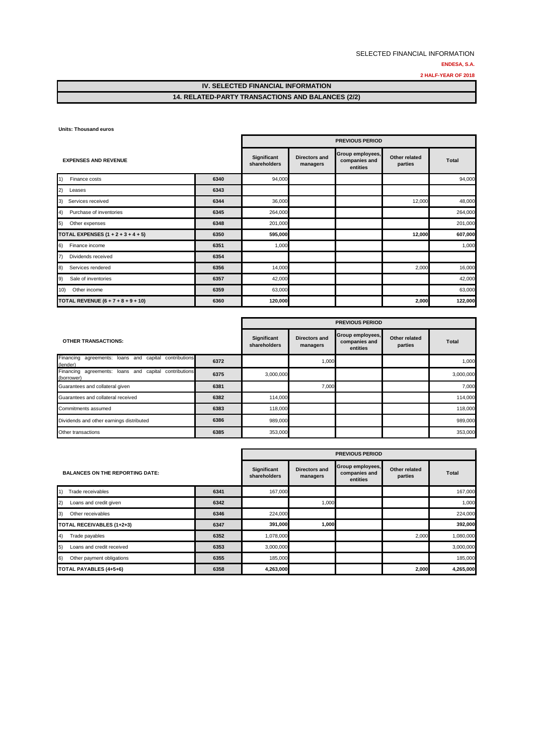SELECTED FINANCIAL INFORMATION

**ENDESA, S.A.**

**2 HALF-YEAR OF 2018**

## IV. SELECTED FINANCIAL INFORMATION

## 14. RELATED-PARTY TRANSACTIONS AND BALANCES (2/2)

**Units: Thousand euros**

| EXPENSES AND REVENUE | | PREVIOUS PERIOD | | | | |
|---|---|---|---|---|---|---|
| | | Significant shareholders | Directors and managers | Group employees, companies and entities | Other related parties | Total |
| 1) Finance costs | 6340 | 94,000 | | | | 94,000 |
| 2) Leases | 6343 | | | | | |
| 3) Services received | 6344 | 36,000 | | | 12,000 | 48,000 |
| 4) Purchase of inventories | 6345 | 264,000 | | | | 264,000 |
| 5) Other expenses | 6348 | 201,000 | | | | 201,000 |
| **TOTAL EXPENSES (1 + 2 + 3 + 4 + 5)** | **6350** | **595,000** | | | **12,000** | **607,000** |
| 6) Finance income | 6351 | 1,000 | | | | 1,000 |
| 7) Dividends received | 6354 | | | | | |
| 8) Services rendered | 6356 | 14,000 | | | 2,000 | 16,000 |
| 9) Sale of inventories | 6357 | 42,000 | | | | 42,000 |
| 10) Other income | 6359 | 63,000 | | | | 63,000 |
| **TOTAL REVENUE (6 + 7 + 8 + 9 + 10)** | **6360** | **120,000** | | | **2,000** | **122,000** |

| OTHER TRANSACTIONS: | | PREVIOUS PERIOD | | | | |
|---|---|---|---|---|---|---|
| | | Significant shareholders | Directors and managers | Group employees, companies and entities | Other related parties | Total |
| Financing agreements: loans and capital contributions (lender) | 6372 | | 1,000 | | | 1,000 |
| Financing agreements: loans and capital contributions (borrower) | 6375 | 3,000,000 | | | | 3,000,000 |
| Guarantees and collateral given | 6381 | | 7,000 | | | 7,000 |
| Guarantees and collateral received | 6382 | 114,000 | | | | 114,000 |
| Commitments assumed | 6383 | 118,000 | | | | 118,000 |
| Dividends and other earnings distributed | 6386 | 989,000 | | | | 989,000 |
| Other transactions | 6385 | 353,000 | | | | 353,000 |

| BALANCES ON THE REPORTING DATE: | | PREVIOUS PERIOD | | | | |
|---|---|---|---|---|---|---|
| | | Significant shareholders | Directors and managers | Group employees, companies and entities | Other related parties | Total |
| 1) Trade receivables | 6341 | 167,000 | | | | 167,000 |
| 2) Loans and credit given | 6342 | | 1,000 | | | 1,000 |
| 3) Other receivables | 6346 | 224,000 | | | | 224,000 |
| **TOTAL RECEIVABLES (1+2+3)** | **6347** | **391,000** | **1,000** | | | **392,000** |
| 4) Trade payables | 6352 | 1,078,000 | | | 2,000 | 1,080,000 |
| 5) Loans and credit received | 6353 | 3,000,000 | | | | 3,000,000 |
| 6) Other payment obligations | 6355 | 185,000 | | | | 185,000 |
| **TOTAL PAYABLES (4+5+6)** | **6358** | **4,263,000** | | | **2,000** | **4,265,000** |